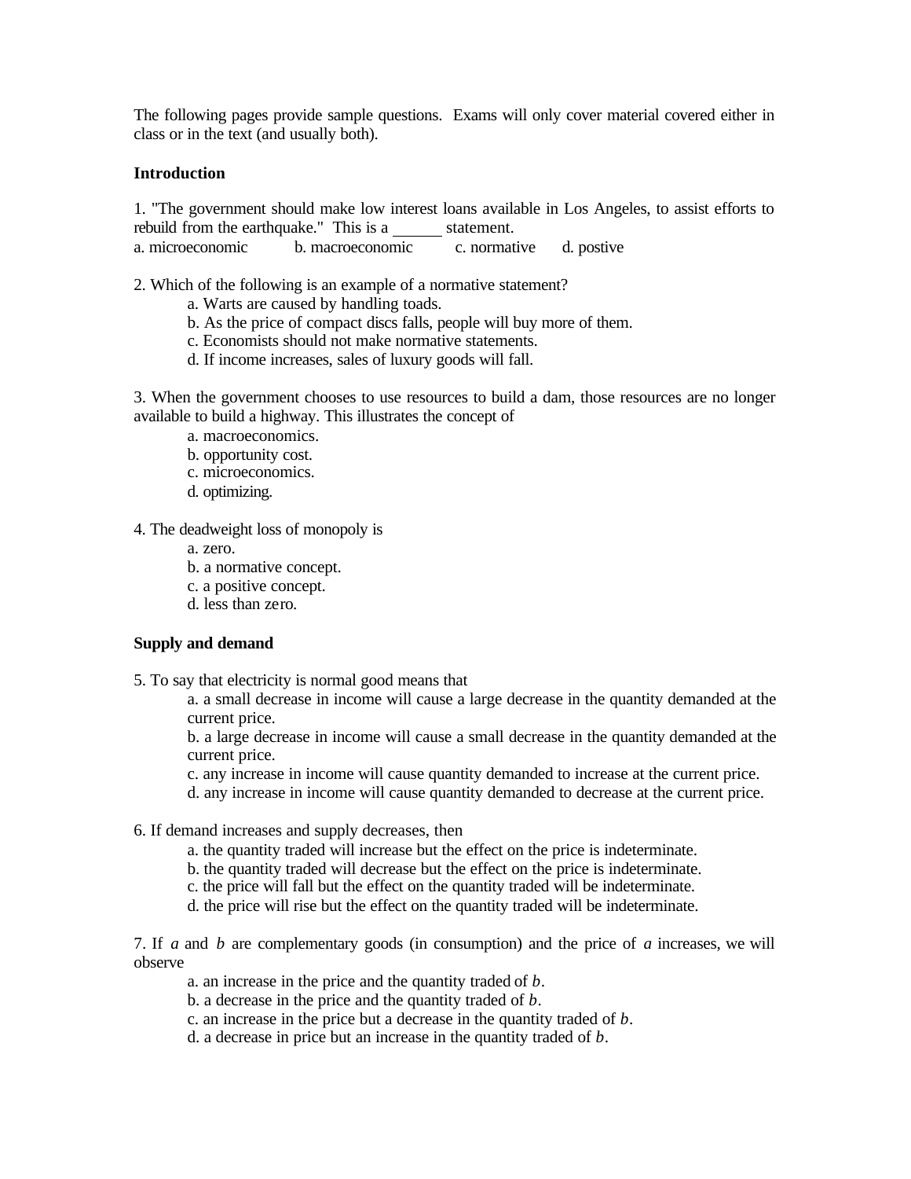The following pages provide sample questions. Exams will only cover material covered either in class or in the text (and usually both).

**Introduction**

1. "The government should make low interest loans available in Los Angeles, to assist efforts to rebuild from the earthquake." This is a ______ statement.

a. microeconomic  b. macroeconomic  c. normative  d. postive

2. Which of the following is an example of a normative statement?
   - a. Warts are caused by handling toads.
   - b. As the price of compact discs falls, people will buy more of them.
   - c. Economists should not make normative statements.
   - d. If income increases, sales of luxury goods will fall.

3. When the government chooses to use resources to build a dam, those resources are no longer available to build a highway. This illustrates the concept of
   - a. macroeconomics.
   - b. opportunity cost.
   - c. microeconomics.
   - d. optimizing.

4. The deadweight loss of monopoly is
   - a. zero.
   - b. a normative concept.
   - c. a positive concept.
   - d. less than zero.

**Supply and demand**

5. To say that electricity is normal good means that
   - a. a small decrease in income will cause a large decrease in the quantity demanded at the current price.
   - b. a large decrease in income will cause a small decrease in the quantity demanded at the current price.
   - c. any increase in income will cause quantity demanded to increase at the current price.
   - d. any increase in income will cause quantity demanded to decrease at the current price.

6. If demand increases and supply decreases, then
   - a. the quantity traded will increase but the effect on the price is indeterminate.
   - b. the quantity traded will decrease but the effect on the price is indeterminate.
   - c. the price will fall but the effect on the quantity traded will be indeterminate.
   - d. the price will rise but the effect on the quantity traded will be indeterminate.

7. If $a$ and $b$ are complementary goods (in consumption) and the price of $a$ increases, we will observe
   - a. an increase in the price and the quantity traded of $b$.
   - b. a decrease in the price and the quantity traded of $b$.
   - c. an increase in the price but a decrease in the quantity traded of $b$.
   - d. a decrease in price but an increase in the quantity traded of $b$.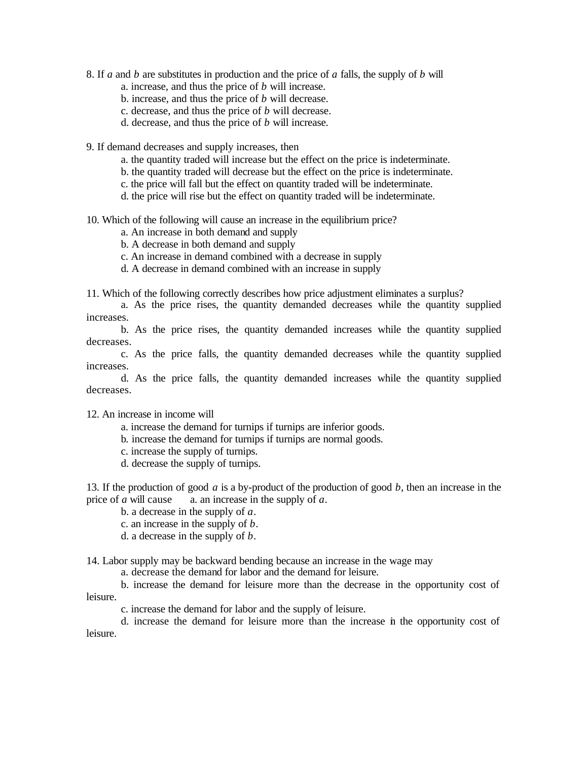8. If *a* and *b* are substitutes in production and the price of *a* falls, the supply of *b* will

a. increase, and thus the price of *b* will increase.
b. increase, and thus the price of *b* will decrease.
c. decrease, and thus the price of *b* will decrease.
d. decrease, and thus the price of *b* will increase.

9. If demand decreases and supply increases, then

a. the quantity traded will increase but the effect on the price is indeterminate.
b. the quantity traded will decrease but the effect on the price is indeterminate.
c. the price will fall but the effect on quantity traded will be indeterminate.
d. the price will rise but the effect on quantity traded will be indeterminate.

10. Which of the following will cause an increase in the equilibrium price?

a. An increase in both demand and supply
b. A decrease in both demand and supply
c. An increase in demand combined with a decrease in supply
d. A decrease in demand combined with an increase in supply

11. Which of the following correctly describes how price adjustment eliminates a surplus?

a. As the price rises, the quantity demanded decreases while the quantity supplied increases.
b. As the price rises, the quantity demanded increases while the quantity supplied decreases.
c. As the price falls, the quantity demanded decreases while the quantity supplied increases.
d. As the price falls, the quantity demanded increases while the quantity supplied decreases.

12. An increase in income will

a. increase the demand for turnips if turnips are inferior goods.
b. increase the demand for turnips if turnips are normal goods.
c. increase the supply of turnips.
d. decrease the supply of turnips.

13. If the production of good *a* is a by-product of the production of good *b*, then an increase in the price of *a* will cause

a. an increase in the supply of *a*.
b. a decrease in the supply of *a*.
c. an increase in the supply of *b*.
d. a decrease in the supply of *b*.

14. Labor supply may be backward bending because an increase in the wage may

a. decrease the demand for labor and the demand for leisure.
b. increase the demand for leisure more than the decrease in the opportunity cost of leisure.
c. increase the demand for labor and the supply of leisure.
d. increase the demand for leisure more than the increase in the opportunity cost of leisure.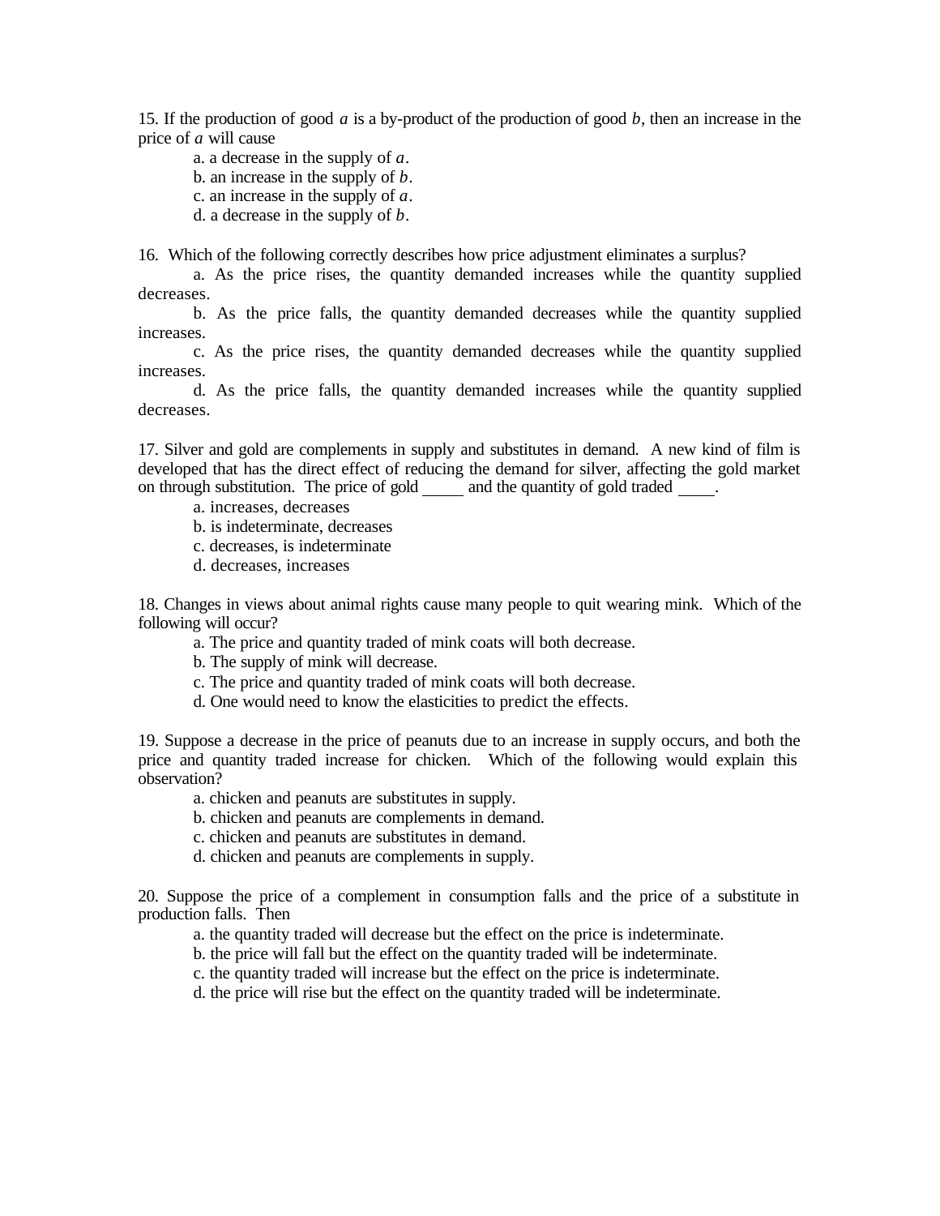15. If the production of good $a$ is a by-product of the production of good $b$, then an increase in the price of $a$ will cause

a. a decrease in the supply of $a$.
b. an increase in the supply of $b$.
c. an increase in the supply of $a$.
d. a decrease in the supply of $b$.

16. Which of the following correctly describes how price adjustment eliminates a surplus?

a. As the price rises, the quantity demanded increases while the quantity supplied decreases.
b. As the price falls, the quantity demanded decreases while the quantity supplied increases.
c. As the price rises, the quantity demanded decreases while the quantity supplied increases.
d. As the price falls, the quantity demanded increases while the quantity supplied decreases.

17. Silver and gold are complements in supply and substitutes in demand. A new kind of film is developed that has the direct effect of reducing the demand for silver, affecting the gold market on through substitution. The price of gold _____ and the quantity of gold traded ____.

a. increases, decreases
b. is indeterminate, decreases
c. decreases, is indeterminate
d. decreases, increases

18. Changes in views about animal rights cause many people to quit wearing mink. Which of the following will occur?

a. The price and quantity traded of mink coats will both decrease.
b. The supply of mink will decrease.
c. The price and quantity traded of mink coats will both decrease.
d. One would need to know the elasticities to predict the effects.

19. Suppose a decrease in the price of peanuts due to an increase in supply occurs, and both the price and quantity traded increase for chicken. Which of the following would explain this observation?

a. chicken and peanuts are substitutes in supply.
b. chicken and peanuts are complements in demand.
c. chicken and peanuts are substitutes in demand.
d. chicken and peanuts are complements in supply.

20. Suppose the price of a complement in consumption falls and the price of a substitute in production falls. Then

a. the quantity traded will decrease but the effect on the price is indeterminate.
b. the price will fall but the effect on the quantity traded will be indeterminate.
c. the quantity traded will increase but the effect on the price is indeterminate.
d. the price will rise but the effect on the quantity traded will be indeterminate.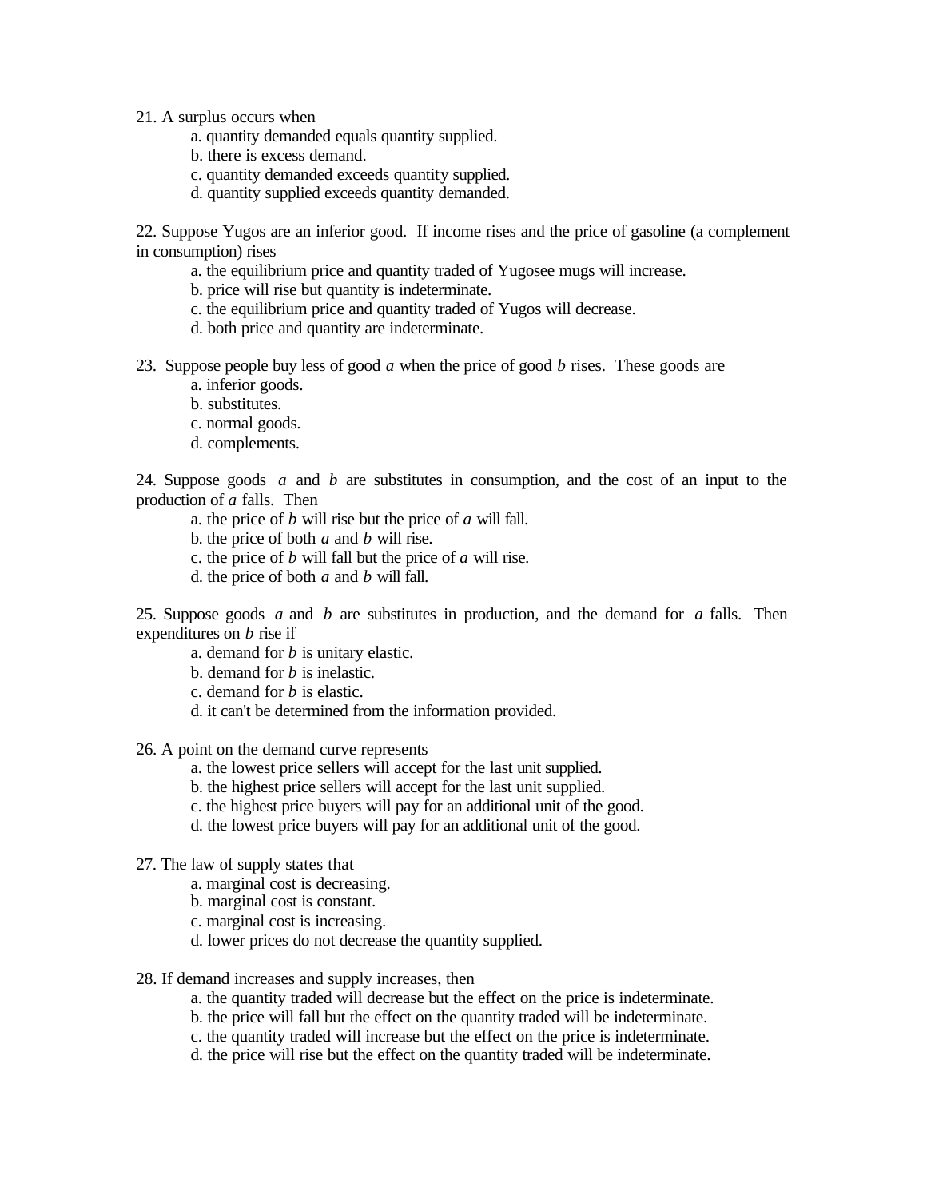21. A surplus occurs when

    a. quantity demanded equals quantity supplied.
    b. there is excess demand.
    c. quantity demanded exceeds quantity supplied.
    d. quantity supplied exceeds quantity demanded.

22. Suppose Yugos are an inferior good. If income rises and the price of gasoline (a complement in consumption) rises

    a. the equilibrium price and quantity traded of Yugosee mugs will increase.
    b. price will rise but quantity is indeterminate.
    c. the equilibrium price and quantity traded of Yugos will decrease.
    d. both price and quantity are indeterminate.

23. Suppose people buy less of good *a* when the price of good *b* rises. These goods are

    a. inferior goods.
    b. substitutes.
    c. normal goods.
    d. complements.

24. Suppose goods *a* and *b* are substitutes in consumption, and the cost of an input to the production of *a* falls. Then

    a. the price of *b* will rise but the price of *a* will fall.
    b. the price of both *a* and *b* will rise.
    c. the price of *b* will fall but the price of *a* will rise.
    d. the price of both *a* and *b* will fall.

25. Suppose goods *a* and *b* are substitutes in production, and the demand for *a* falls. Then expenditures on *b* rise if

    a. demand for *b* is unitary elastic.
    b. demand for *b* is inelastic.
    c. demand for *b* is elastic.
    d. it can't be determined from the information provided.

26. A point on the demand curve represents

    a. the lowest price sellers will accept for the last unit supplied.
    b. the highest price sellers will accept for the last unit supplied.
    c. the highest price buyers will pay for an additional unit of the good.
    d. the lowest price buyers will pay for an additional unit of the good.

27. The law of supply states that

    a. marginal cost is decreasing.
    b. marginal cost is constant.
    c. marginal cost is increasing.
    d. lower prices do not decrease the quantity supplied.

28. If demand increases and supply increases, then

    a. the quantity traded will decrease but the effect on the price is indeterminate.
    b. the price will fall but the effect on the quantity traded will be indeterminate.
    c. the quantity traded will increase but the effect on the price is indeterminate.
    d. the price will rise but the effect on the quantity traded will be indeterminate.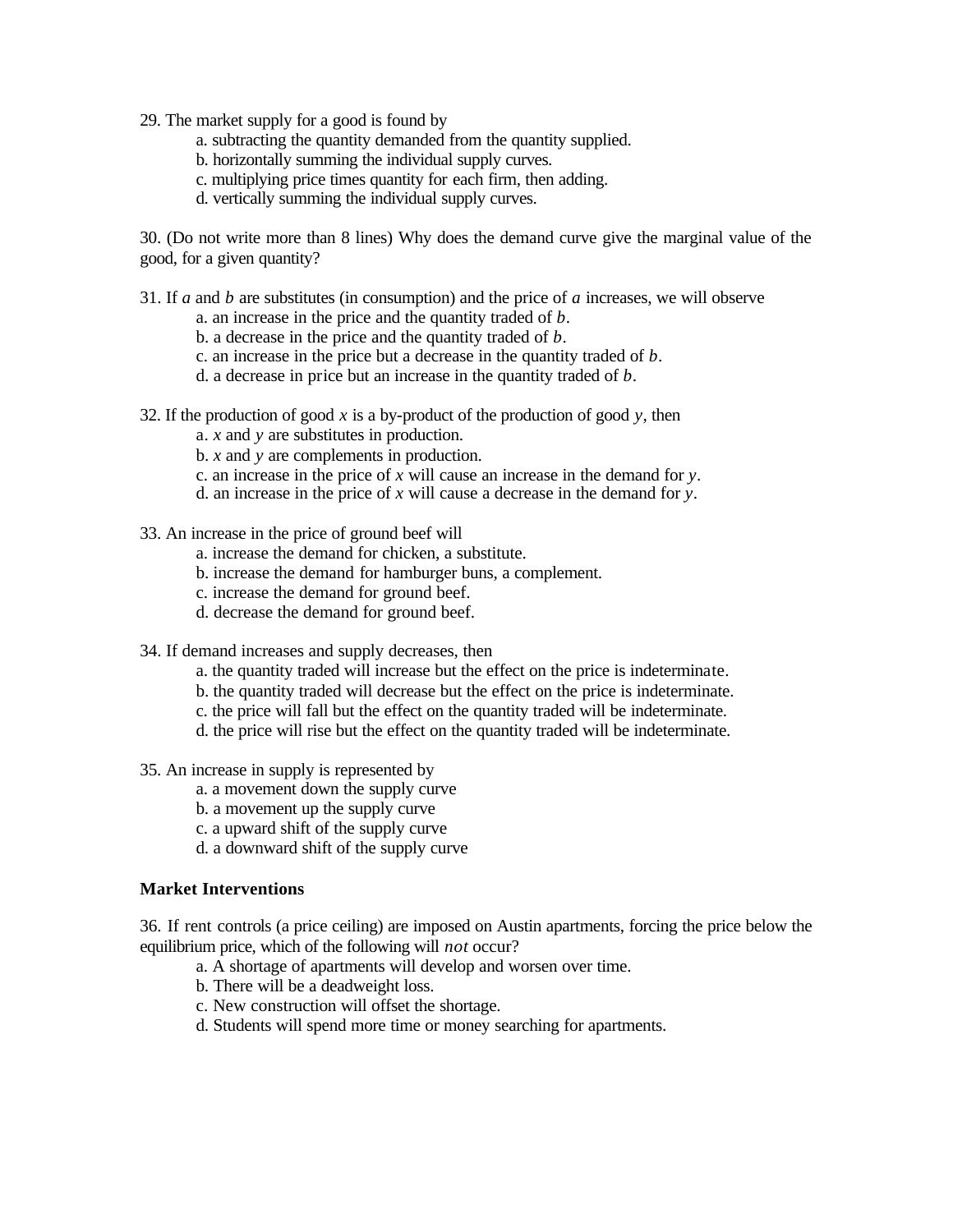29. The market supply for a good is found by
    a. subtracting the quantity demanded from the quantity supplied.
    b. horizontally summing the individual supply curves.
    c. multiplying price times quantity for each firm, then adding.
    d. vertically summing the individual supply curves.

30. (Do not write more than 8 lines) Why does the demand curve give the marginal value of the good, for a given quantity?

31. If $a$ and $b$ are substitutes (in consumption) and the price of $a$ increases, we will observe
    a. an increase in the price and the quantity traded of $b$.
    b. a decrease in the price and the quantity traded of $b$.
    c. an increase in the price but a decrease in the quantity traded of $b$.
    d. a decrease in price but an increase in the quantity traded of $b$.

32. If the production of good $x$ is a by-product of the production of good $y$, then
    a. $x$ and $y$ are substitutes in production.
    b. $x$ and $y$ are complements in production.
    c. an increase in the price of $x$ will cause an increase in the demand for $y$.
    d. an increase in the price of $x$ will cause a decrease in the demand for $y$.

33. An increase in the price of ground beef will
    a. increase the demand for chicken, a substitute.
    b. increase the demand for hamburger buns, a complement.
    c. increase the demand for ground beef.
    d. decrease the demand for ground beef.

34. If demand increases and supply decreases, then
    a. the quantity traded will increase but the effect on the price is indeterminate.
    b. the quantity traded will decrease but the effect on the price is indeterminate.
    c. the price will fall but the effect on the quantity traded will be indeterminate.
    d. the price will rise but the effect on the quantity traded will be indeterminate.

35. An increase in supply is represented by
    a. a movement down the supply curve
    b. a movement up the supply curve
    c. a upward shift of the supply curve
    d. a downward shift of the supply curve

**Market Interventions**

36. If rent controls (a price ceiling) are imposed on Austin apartments, forcing the price below the equilibrium price, which of the following will *not* occur?
    a. A shortage of apartments will develop and worsen over time.
    b. There will be a deadweight loss.
    c. New construction will offset the shortage.
    d. Students will spend more time or money searching for apartments.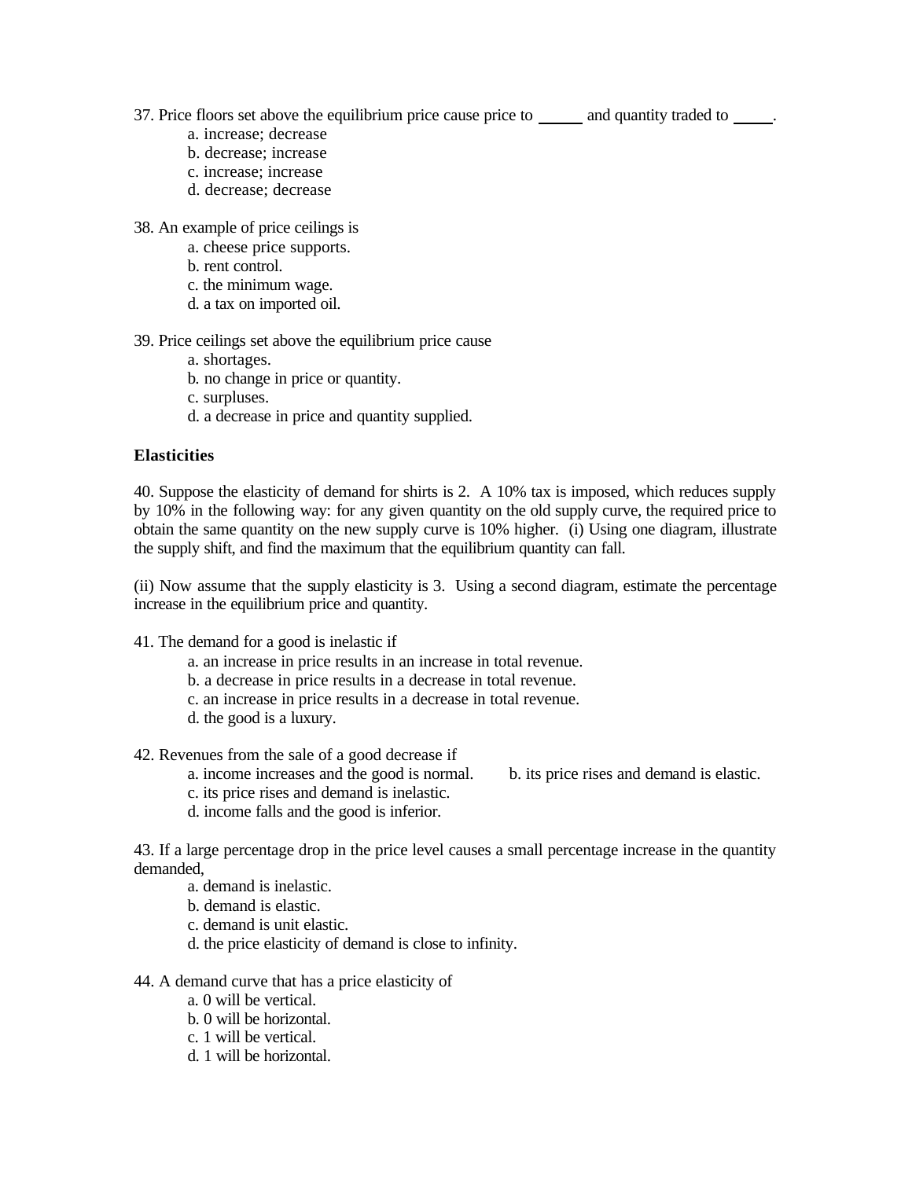37. Price floors set above the equilibrium price cause price to _____ and quantity traded to _____.

  a. increase; decrease
  b. decrease; increase
  c. increase; increase
  d. decrease; decrease

38. An example of price ceilings is

  a. cheese price supports.
  b. rent control.
  c. the minimum wage.
  d. a tax on imported oil.

39. Price ceilings set above the equilibrium price cause

  a. shortages.
  b. no change in price or quantity.
  c. surpluses.
  d. a decrease in price and quantity supplied.

**Elasticities**

40. Suppose the elasticity of demand for shirts is 2. A 10% tax is imposed, which reduces supply by 10% in the following way: for any given quantity on the old supply curve, the required price to obtain the same quantity on the new supply curve is 10% higher. (i) Using one diagram, illustrate the supply shift, and find the maximum that the equilibrium quantity can fall.

(ii) Now assume that the supply elasticity is 3. Using a second diagram, estimate the percentage increase in the equilibrium price and quantity.

41. The demand for a good is inelastic if

  a. an increase in price results in an increase in total revenue.
  b. a decrease in price results in a decrease in total revenue.
  c. an increase in price results in a decrease in total revenue.
  d. the good is a luxury.

42. Revenues from the sale of a good decrease if

  a. income increases and the good is normal.
  b. its price rises and demand is elastic.
  c. its price rises and demand is inelastic.
  d. income falls and the good is inferior.

43. If a large percentage drop in the price level causes a small percentage increase in the quantity demanded,

  a. demand is inelastic.
  b. demand is elastic.
  c. demand is unit elastic.
  d. the price elasticity of demand is close to infinity.

44. A demand curve that has a price elasticity of

  a. 0 will be vertical.
  b. 0 will be horizontal.
  c. 1 will be vertical.
  d. 1 will be horizontal.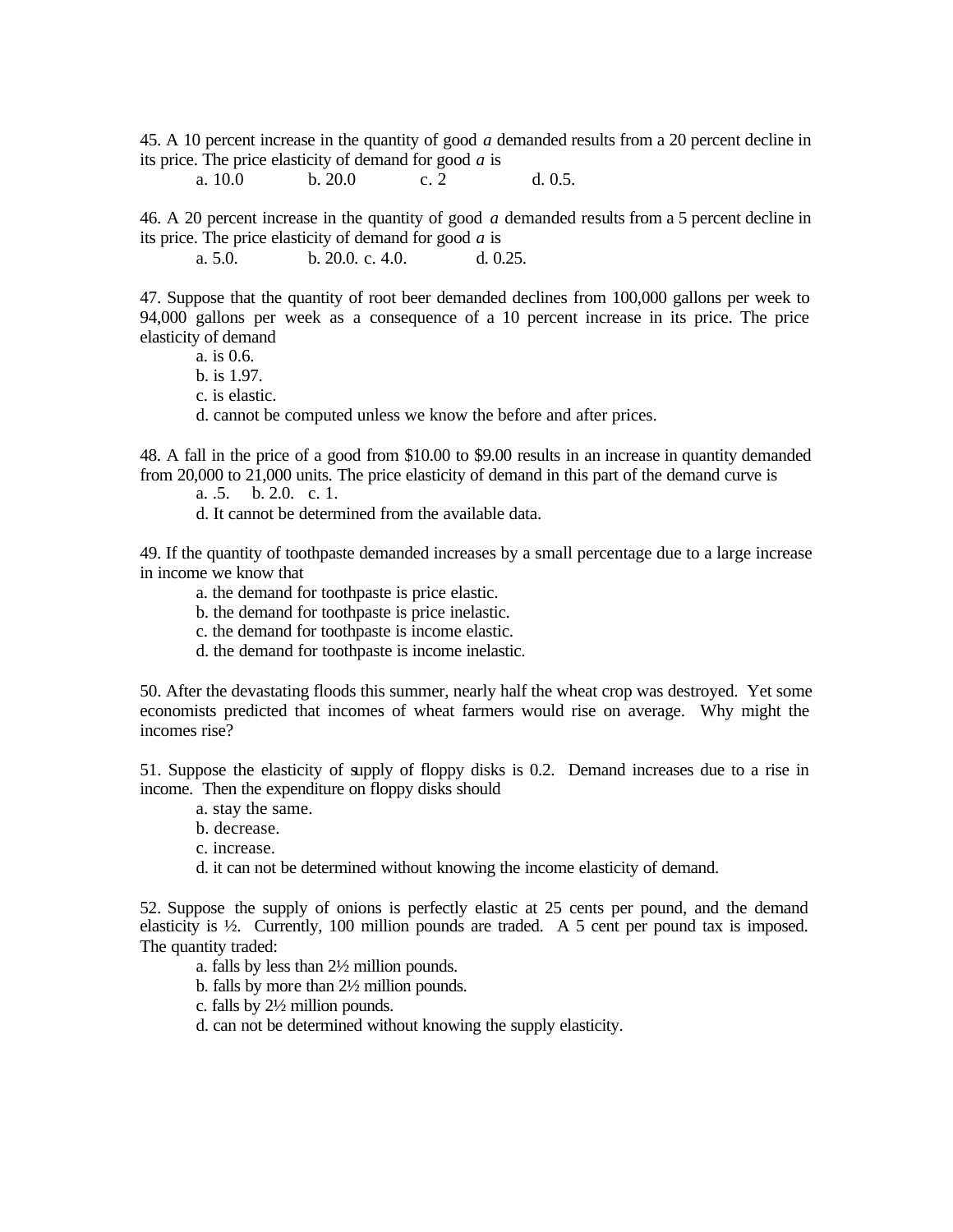45. A 10 percent increase in the quantity of good *a* demanded results from a 20 percent decline in its price. The price elasticity of demand for good *a* is

a. 10.0 b. 20.0 c. 2 d. 0.5.

46. A 20 percent increase in the quantity of good *a* demanded results from a 5 percent decline in its price. The price elasticity of demand for good *a* is

a. 5.0. b. 20.0. c. 4.0. d. 0.25.

47. Suppose that the quantity of root beer demanded declines from 100,000 gallons per week to 94,000 gallons per week as a consequence of a 10 percent increase in its price. The price elasticity of demand

a. is 0.6.
b. is 1.97.
c. is elastic.
d. cannot be computed unless we know the before and after prices.

48. A fall in the price of a good from $10.00 to $9.00 results in an increase in quantity demanded from 20,000 to 21,000 units. The price elasticity of demand in this part of the demand curve is

a. .5. b. 2.0. c. 1.
d. It cannot be determined from the available data.

49. If the quantity of toothpaste demanded increases by a small percentage due to a large increase in income we know that

a. the demand for toothpaste is price elastic.
b. the demand for toothpaste is price inelastic.
c. the demand for toothpaste is income elastic.
d. the demand for toothpaste is income inelastic.

50. After the devastating floods this summer, nearly half the wheat crop was destroyed. Yet some economists predicted that incomes of wheat farmers would rise on average. Why might the incomes rise?

51. Suppose the elasticity of supply of floppy disks is 0.2. Demand increases due to a rise in income. Then the expenditure on floppy disks should

a. stay the same.
b. decrease.
c. increase.
d. it can not be determined without knowing the income elasticity of demand.

52. Suppose the supply of onions is perfectly elastic at 25 cents per pound, and the demand elasticity is ½. Currently, 100 million pounds are traded. A 5 cent per pound tax is imposed. The quantity traded:

a. falls by less than 2½ million pounds.
b. falls by more than 2½ million pounds.
c. falls by 2½ million pounds.
d. can not be determined without knowing the supply elasticity.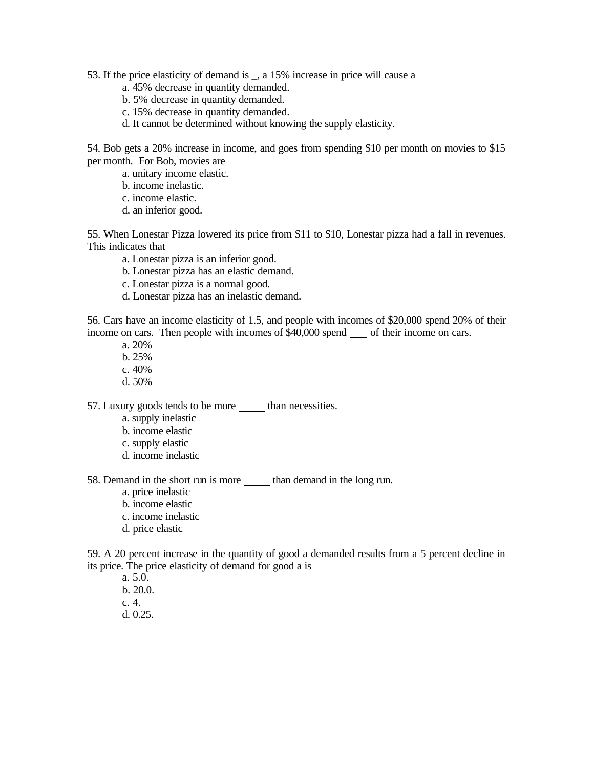53. If the price elasticity of demand is _, a 15% increase in price will cause a

a. 45% decrease in quantity demanded.
b. 5% decrease in quantity demanded.
c. 15% decrease in quantity demanded.
d. It cannot be determined without knowing the supply elasticity.

54. Bob gets a 20% increase in income, and goes from spending $10 per month on movies to $15 per month. For Bob, movies are

a. unitary income elastic.
b. income inelastic.
c. income elastic.
d. an inferior good.

55. When Lonestar Pizza lowered its price from $11 to $10, Lonestar pizza had a fall in revenues. This indicates that

a. Lonestar pizza is an inferior good.
b. Lonestar pizza has an elastic demand.
c. Lonestar pizza is a normal good.
d. Lonestar pizza has an inelastic demand.

56. Cars have an income elasticity of 1.5, and people with incomes of $20,000 spend 20% of their income on cars. Then people with incomes of $40,000 spend ___ of their income on cars.

a. 20%
b. 25%
c. 40%
d. 50%

57. Luxury goods tends to be more _____ than necessities.

a. supply inelastic
b. income elastic
c. supply elastic
d. income inelastic

58. Demand in the short run is more _____ than demand in the long run.

a. price inelastic
b. income elastic
c. income inelastic
d. price elastic

59. A 20 percent increase in the quantity of good a demanded results from a 5 percent decline in its price. The price elasticity of demand for good a is

a. 5.0.
b. 20.0.
c. 4.
d. 0.25.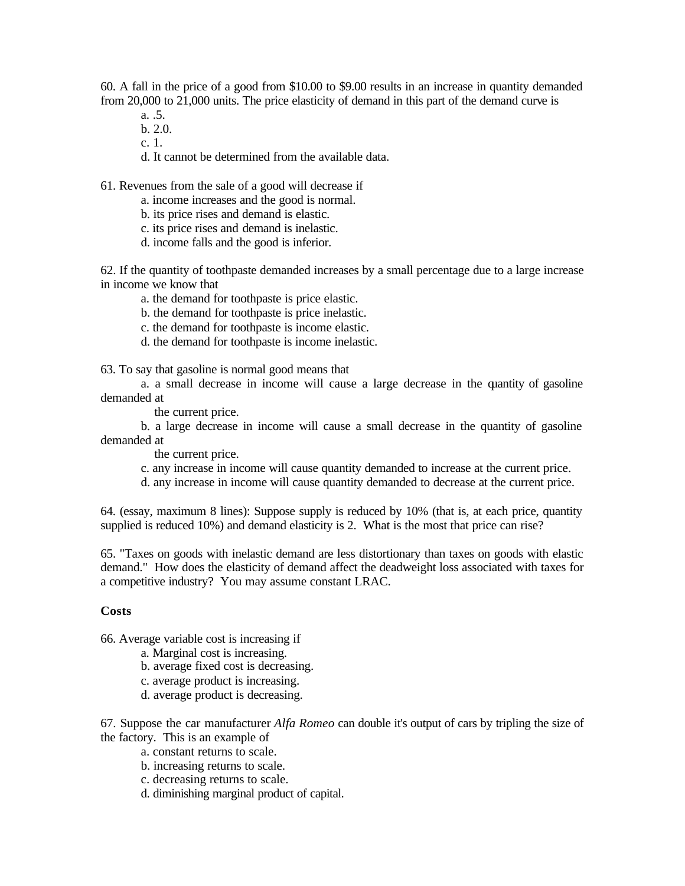60. A fall in the price of a good from $10.00 to $9.00 results in an increase in quantity demanded from 20,000 to 21,000 units. The price elasticity of demand in this part of the demand curve is

a. .5.
b. 2.0.
c. 1.
d. It cannot be determined from the available data.

61. Revenues from the sale of a good will decrease if

a. income increases and the good is normal.
b. its price rises and demand is elastic.
c. its price rises and demand is inelastic.
d. income falls and the good is inferior.

62. If the quantity of toothpaste demanded increases by a small percentage due to a large increase in income we know that

a. the demand for toothpaste is price elastic.
b. the demand for toothpaste is price inelastic.
c. the demand for toothpaste is income elastic.
d. the demand for toothpaste is income inelastic.

63. To say that gasoline is normal good means that

a. a small decrease in income will cause a large decrease in the quantity of gasoline demanded at the current price.
b. a large decrease in income will cause a small decrease in the quantity of gasoline demanded at the current price.
c. any increase in income will cause quantity demanded to increase at the current price.
d. any increase in income will cause quantity demanded to decrease at the current price.

64. (essay, maximum 8 lines): Suppose supply is reduced by 10% (that is, at each price, quantity supplied is reduced 10%) and demand elasticity is 2. What is the most that price can rise?

65. "Taxes on goods with inelastic demand are less distortionary than taxes on goods with elastic demand." How does the elasticity of demand affect the deadweight loss associated with taxes for a competitive industry? You may assume constant LRAC.

**Costs**

66. Average variable cost is increasing if

a. Marginal cost is increasing.
b. average fixed cost is decreasing.
c. average product is increasing.
d. average product is decreasing.

67. Suppose the car manufacturer *Alfa Romeo* can double it's output of cars by tripling the size of the factory. This is an example of

a. constant returns to scale.
b. increasing returns to scale.
c. decreasing returns to scale.
d. diminishing marginal product of capital.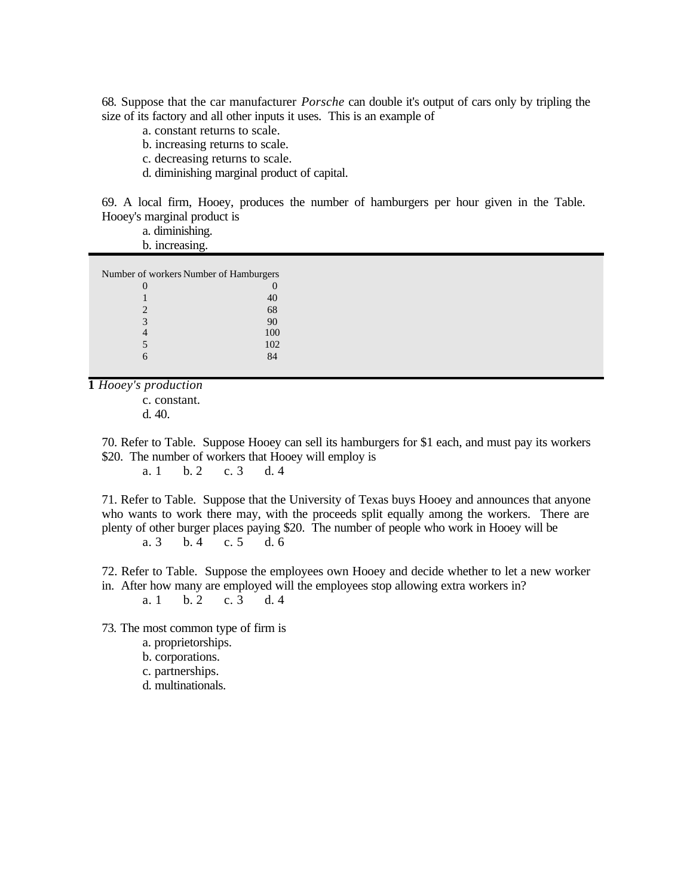68. Suppose that the car manufacturer *Porsche* can double it's output of cars only by tripling the size of its factory and all other inputs it uses.  This is an example of

a. constant returns to scale.
b. increasing returns to scale.
c. decreasing returns to scale.
d. diminishing marginal product of capital.

69. A local firm, Hooey, produces the number of hamburgers per hour given in the Table.  Hooey's marginal product is

a. diminishing.
b. increasing.

| Number of workers | Number of Hamburgers |
|---|---|
| 0 | 0 |
| 1 | 40 |
| 2 | 68 |
| 3 | 90 |
| 4 | 100 |
| 5 | 102 |
| 6 | 84 |

**1** *Hooey's production*

c. constant.
d. 40.

70. Refer to Table.  Suppose Hooey can sell its hamburgers for $1 each, and must pay its workers $20.  The number of workers that Hooey will employ is

a. 1      b. 2      c. 3      d. 4

71. Refer to Table.  Suppose that the University of Texas buys Hooey and announces that anyone who wants to work there may, with the proceeds split equally among the workers.  There are plenty of other burger places paying $20.  The number of people who work in Hooey will be

a. 3      b. 4      c. 5      d. 6

72. Refer to Table.  Suppose the employees own Hooey and decide whether to let a new worker in.  After how many are employed will the employees stop allowing extra workers in?

a. 1      b. 2      c. 3      d. 4

73. The most common type of firm is

a. proprietorships.
b. corporations.
c. partnerships.
d. multinationals.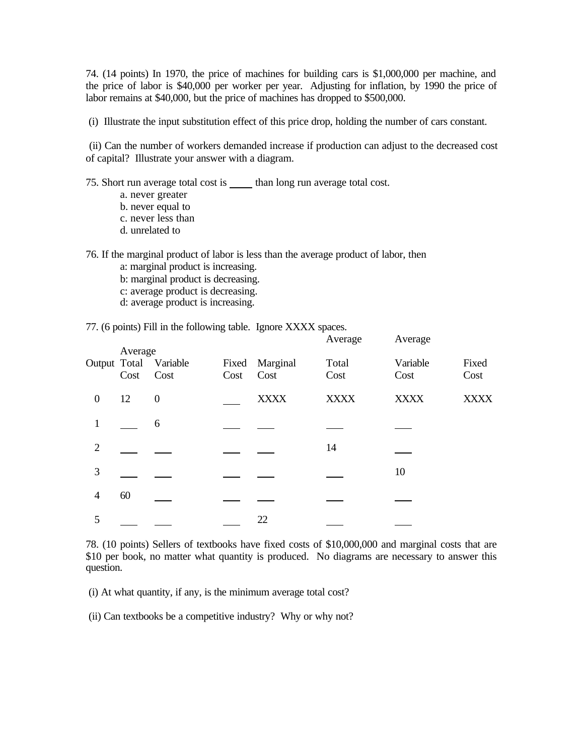74. (14 points) In 1970, the price of machines for building cars is $1,000,000 per machine, and the price of labor is $40,000 per worker per year. Adjusting for inflation, by 1990 the price of labor remains at $40,000, but the price of machines has dropped to $500,000.

(i) Illustrate the input substitution effect of this price drop, holding the number of cars constant.

(ii) Can the number of workers demanded increase if production can adjust to the decreased cost of capital? Illustrate your answer with a diagram.

75. Short run average total cost is ____ than long run average total cost.

- a. never greater
- b. never equal to
- c. never less than
- d. unrelated to

76. If the marginal product of labor is less than the average product of labor, then

- a: marginal product is increasing.
- b: marginal product is decreasing.
- c: average product is decreasing.
- d: average product is increasing.

77. (6 points) Fill in the following table. Ignore XXXX spaces.

| Output | Average Total Cost | Variable Cost | Fixed Cost | Marginal Cost | Average Total Cost | Average Variable Cost | Fixed Cost |
|---|---|---|---|---|---|---|---|
| 0 | 12 | 0 | ___ | XXXX | XXXX | XXXX | XXXX |
| 1 | ___ | 6 | ___ | ___ | ___ | ___ | |
| 2 | ___ | ___ | ___ | ___ | 14 | ___ | |
| 3 | ___ | ___ | ___ | ___ | ___ | 10 | |
| 4 | 60 | ___ | ___ | ___ | ___ | ___ | |
| 5 | ___ | ___ | ___ | 22 | ___ | ___ | |

78. (10 points) Sellers of textbooks have fixed costs of $10,000,000 and marginal costs that are $10 per book, no matter what quantity is produced. No diagrams are necessary to answer this question.

(i) At what quantity, if any, is the minimum average total cost?

(ii) Can textbooks be a competitive industry? Why or why not?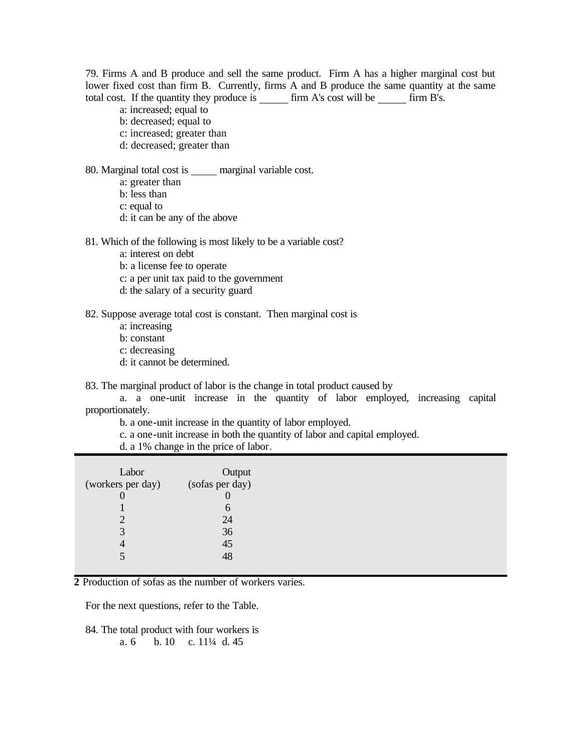79. Firms A and B produce and sell the same product. Firm A has a higher marginal cost but lower fixed cost than firm B. Currently, firms A and B produce the same quantity at the same total cost. If the quantity they produce is _____ firm A's cost will be _____ firm B's.

a: increased; equal to
b: decreased; equal to
c: increased; greater than
d: decreased; greater than

80. Marginal total cost is _____ marginal variable cost.

a: greater than
b: less than
c: equal to
d: it can be any of the above

81. Which of the following is most likely to be a variable cost?

a: interest on debt
b: a license fee to operate
c: a per unit tax paid to the government
d: the salary of a security guard

82. Suppose average total cost is constant. Then marginal cost is

a: increasing
b: constant
c: decreasing
d: it cannot be determined.

83. The marginal product of labor is the change in total product caused by

a. a one-unit increase in the quantity of labor employed, increasing capital proportionately.
b. a one-unit increase in the quantity of labor employed.
c. a one-unit increase in both the quantity of labor and capital employed.
d. a 1% change in the price of labor.

| Labor (workers per day) | Output (sofas per day) |
|---|---|
| 0 | 0 |
| 1 | 6 |
| 2 | 24 |
| 3 | 36 |
| 4 | 45 |
| 5 | 48 |

**2** Production of sofas as the number of workers varies.

For the next questions, refer to the Table.

84. The total product with four workers is

a. 6 b. 10 c. 11¼ d. 45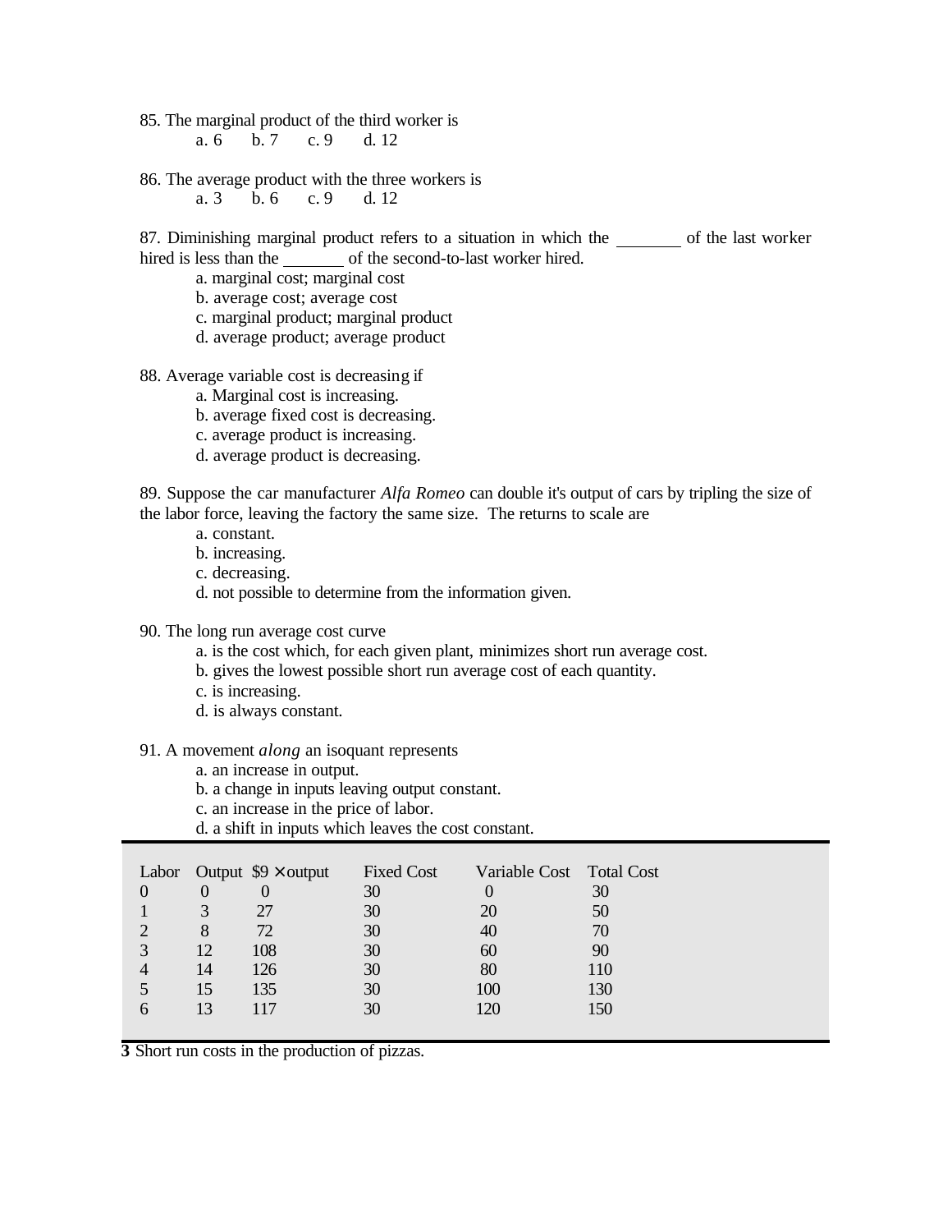85. The marginal product of the third worker is

a. 6 b. 7 c. 9 d. 12

86. The average product with the three workers is

a. 3 b. 6 c. 9 d. 12

87. Diminishing marginal product refers to a situation in which the ________ of the last worker hired is less than the _______ of the second-to-last worker hired.

a. marginal cost; marginal cost
b. average cost; average cost
c. marginal product; marginal product
d. average product; average product

88. Average variable cost is decreasing if

a. Marginal cost is increasing.
b. average fixed cost is decreasing.
c. average product is increasing.
d. average product is decreasing.

89. Suppose the car manufacturer *Alfa Romeo* can double it's output of cars by tripling the size of the labor force, leaving the factory the same size. The returns to scale are

a. constant.
b. increasing.
c. decreasing.
d. not possible to determine from the information given.

90. The long run average cost curve

a. is the cost which, for each given plant, minimizes short run average cost.
b. gives the lowest possible short run average cost of each quantity.
c. is increasing.
d. is always constant.

91. A movement *along* an isoquant represents

a. an increase in output.
b. a change in inputs leaving output constant.
c. an increase in the price of labor.
d. a shift in inputs which leaves the cost constant.

| Labor | Output | $9 × output | Fixed Cost | Variable Cost | Total Cost |
|---|---|---|---|---|---|
| 0 | 0 | 0 | 30 | 0 | 30 |
| 1 | 3 | 27 | 30 | 20 | 50 |
| 2 | 8 | 72 | 30 | 40 | 70 |
| 3 | 12 | 108 | 30 | 60 | 90 |
| 4 | 14 | 126 | 30 | 80 | 110 |
| 5 | 15 | 135 | 30 | 100 | 130 |
| 6 | 13 | 117 | 30 | 120 | 150 |

**3** Short run costs in the production of pizzas.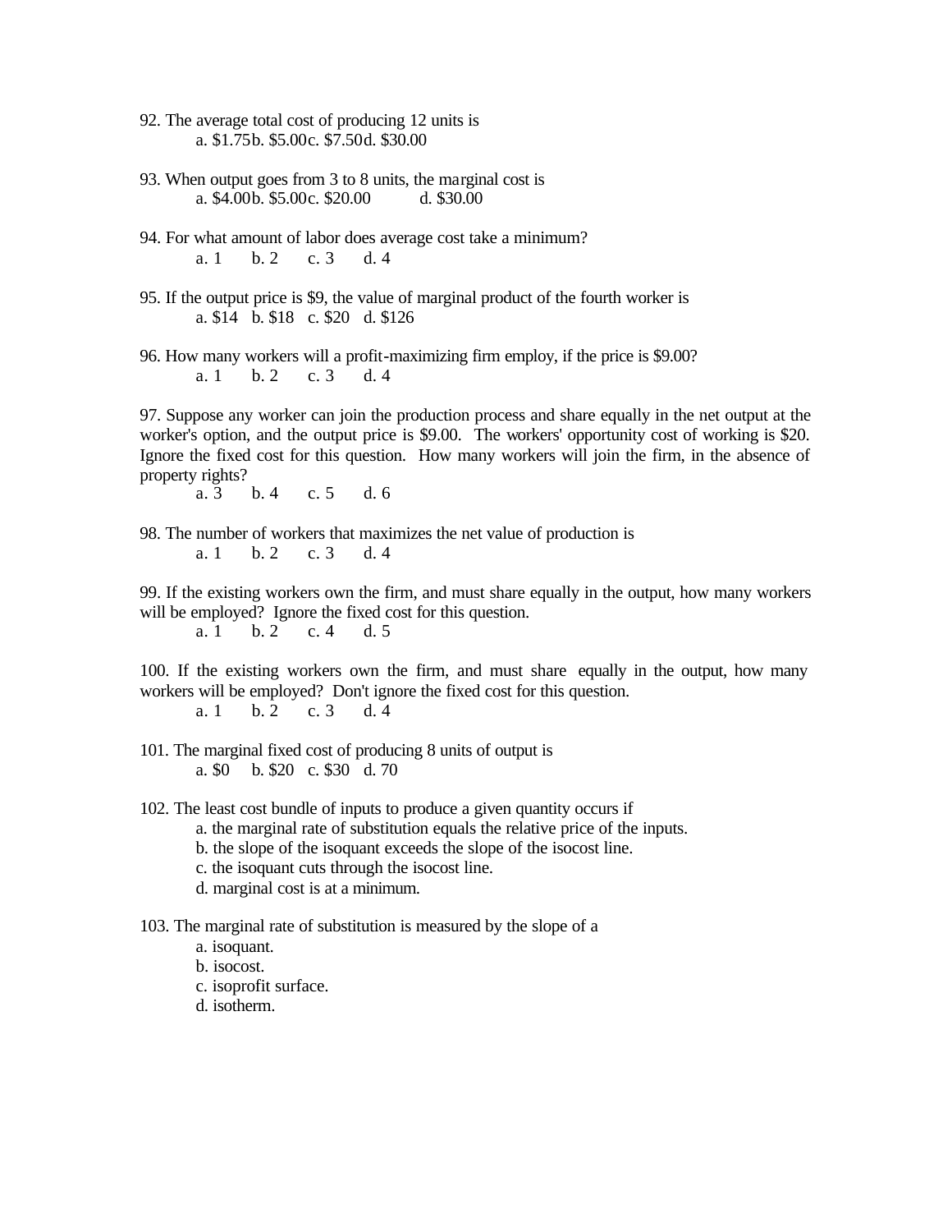92. The average total cost of producing 12 units is

a. \$1.75 b. \$5.00 c. \$7.50 d. \$30.00

93. When output goes from 3 to 8 units, the marginal cost is

a. \$4.00 b. \$5.00 c. \$20.00 d. \$30.00

94. For what amount of labor does average cost take a minimum?

a. 1 b. 2 c. 3 d. 4

95. If the output price is \$9, the value of marginal product of the fourth worker is

a. \$14 b. \$18 c. \$20 d. \$126

96. How many workers will a profit-maximizing firm employ, if the price is \$9.00?

a. 1 b. 2 c. 3 d. 4

97. Suppose any worker can join the production process and share equally in the net output at the worker's option, and the output price is \$9.00. The workers' opportunity cost of working is \$20. Ignore the fixed cost for this question. How many workers will join the firm, in the absence of property rights?

a. 3 b. 4 c. 5 d. 6

98. The number of workers that maximizes the net value of production is

a. 1 b. 2 c. 3 d. 4

99. If the existing workers own the firm, and must share equally in the output, how many workers will be employed? Ignore the fixed cost for this question.

a. 1 b. 2 c. 4 d. 5

100. If the existing workers own the firm, and must share equally in the output, how many workers will be employed? Don't ignore the fixed cost for this question.

a. 1 b. 2 c. 3 d. 4

101. The marginal fixed cost of producing 8 units of output is

a. \$0 b. \$20 c. \$30 d. 70

102. The least cost bundle of inputs to produce a given quantity occurs if

a. the marginal rate of substitution equals the relative price of the inputs.
b. the slope of the isoquant exceeds the slope of the isocost line.
c. the isoquant cuts through the isocost line.
d. marginal cost is at a minimum.

103. The marginal rate of substitution is measured by the slope of a

a. isoquant.
b. isocost.
c. isoprofit surface.
d. isotherm.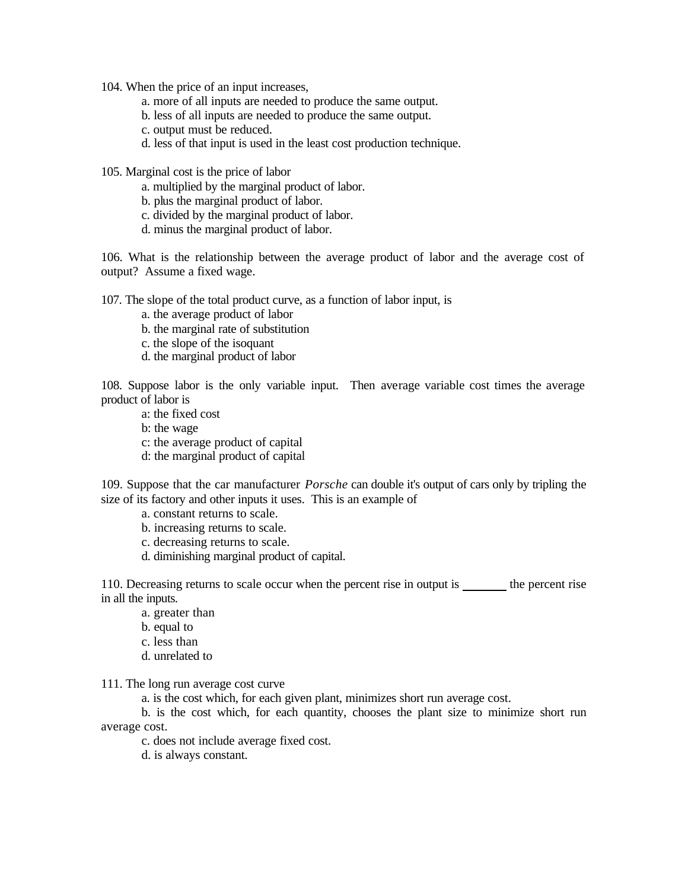104. When the price of an input increases,

a. more of all inputs are needed to produce the same output.
b. less of all inputs are needed to produce the same output.
c. output must be reduced.
d. less of that input is used in the least cost production technique.

105. Marginal cost is the price of labor

a. multiplied by the marginal product of labor.
b. plus the marginal product of labor.
c. divided by the marginal product of labor.
d. minus the marginal product of labor.

106. What is the relationship between the average product of labor and the average cost of output? Assume a fixed wage.

107. The slope of the total product curve, as a function of labor input, is

a. the average product of labor
b. the marginal rate of substitution
c. the slope of the isoquant
d. the marginal product of labor

108. Suppose labor is the only variable input. Then average variable cost times the average product of labor is

a: the fixed cost
b: the wage
c: the average product of capital
d: the marginal product of capital

109. Suppose that the car manufacturer *Porsche* can double it's output of cars only by tripling the size of its factory and other inputs it uses. This is an example of

a. constant returns to scale.
b. increasing returns to scale.
c. decreasing returns to scale.
d. diminishing marginal product of capital.

110. Decreasing returns to scale occur when the percent rise in output is _______ the percent rise in all the inputs.

a. greater than
b. equal to
c. less than
d. unrelated to

111. The long run average cost curve

a. is the cost which, for each given plant, minimizes short run average cost.
b. is the cost which, for each quantity, chooses the plant size to minimize short run average cost.
c. does not include average fixed cost.
d. is always constant.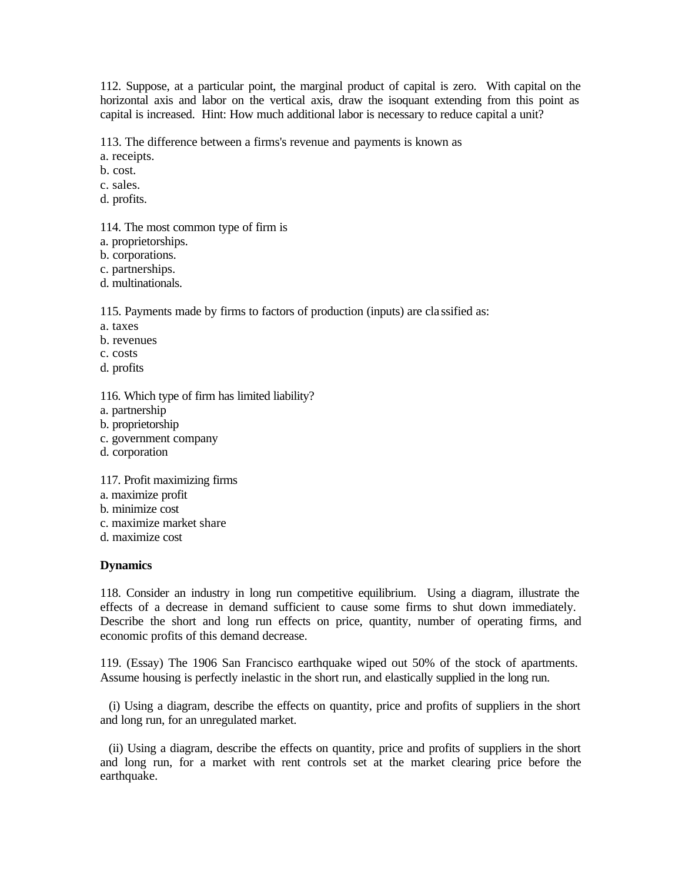112. Suppose, at a particular point, the marginal product of capital is zero. With capital on the horizontal axis and labor on the vertical axis, draw the isoquant extending from this point as capital is increased. Hint: How much additional labor is necessary to reduce capital a unit?

113. The difference between a firms's revenue and payments is known as
a. receipts.
b. cost.
c. sales.
d. profits.

114. The most common type of firm is
a. proprietorships.
b. corporations.
c. partnerships.
d. multinationals.

115. Payments made by firms to factors of production (inputs) are classified as:
a. taxes
b. revenues
c. costs
d. profits

116. Which type of firm has limited liability?
a. partnership
b. proprietorship
c. government company
d. corporation

117. Profit maximizing firms
a. maximize profit
b. minimize cost
c. maximize market share
d. maximize cost

**Dynamics**

118. Consider an industry in long run competitive equilibrium. Using a diagram, illustrate the effects of a decrease in demand sufficient to cause some firms to shut down immediately. Describe the short and long run effects on price, quantity, number of operating firms, and economic profits of this demand decrease.

119. (Essay) The 1906 San Francisco earthquake wiped out 50% of the stock of apartments. Assume housing is perfectly inelastic in the short run, and elastically supplied in the long run.

(i) Using a diagram, describe the effects on quantity, price and profits of suppliers in the short and long run, for an unregulated market.

(ii) Using a diagram, describe the effects on quantity, price and profits of suppliers in the short and long run, for a market with rent controls set at the market clearing price before the earthquake.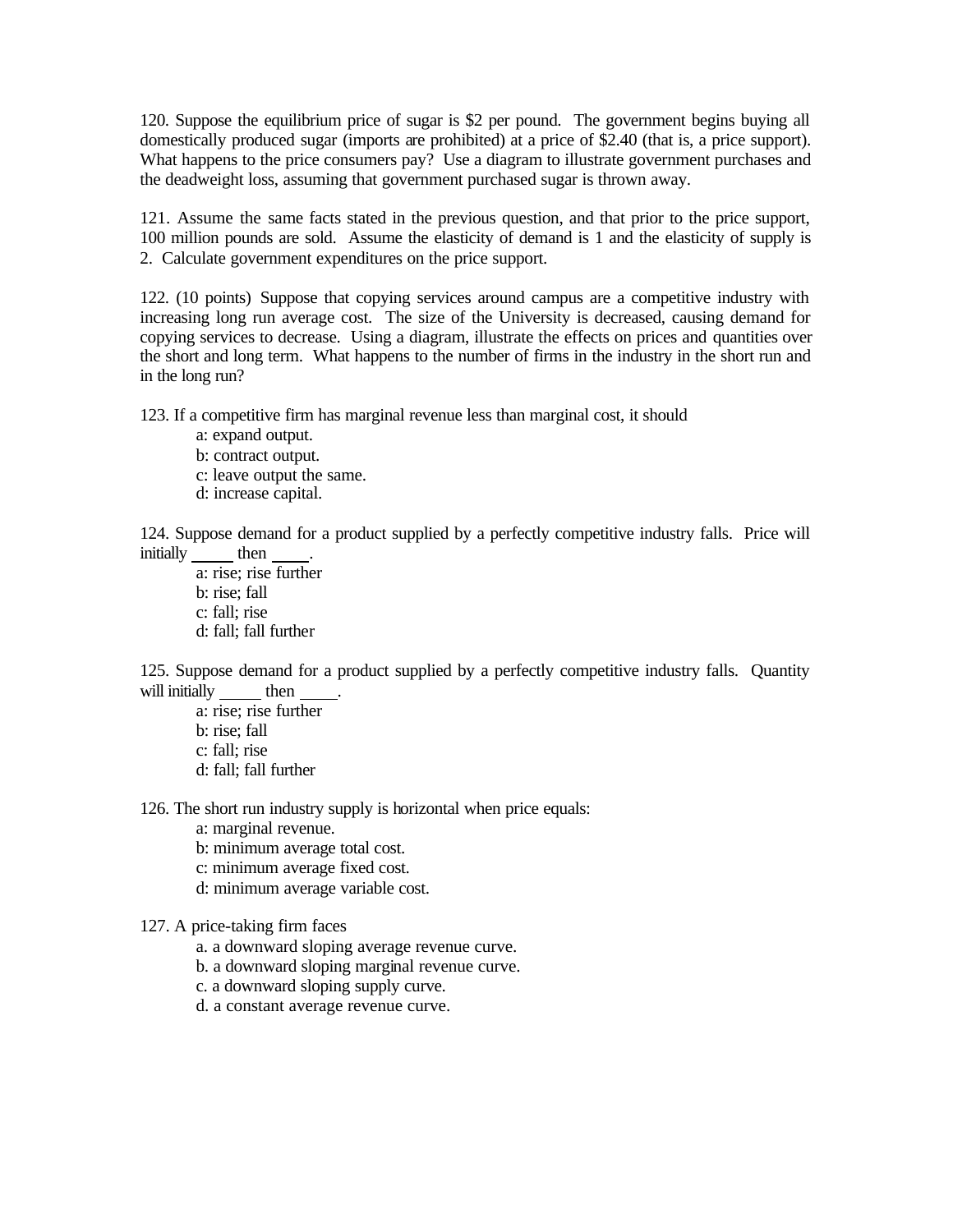120. Suppose the equilibrium price of sugar is $2 per pound. The government begins buying all domestically produced sugar (imports are prohibited) at a price of $2.40 (that is, a price support). What happens to the price consumers pay? Use a diagram to illustrate government purchases and the deadweight loss, assuming that government purchased sugar is thrown away.

121. Assume the same facts stated in the previous question, and that prior to the price support, 100 million pounds are sold. Assume the elasticity of demand is 1 and the elasticity of supply is 2. Calculate government expenditures on the price support.

122. (10 points) Suppose that copying services around campus are a competitive industry with increasing long run average cost. The size of the University is decreased, causing demand for copying services to decrease. Using a diagram, illustrate the effects on prices and quantities over the short and long term. What happens to the number of firms in the industry in the short run and in the long run?

123. If a competitive firm has marginal revenue less than marginal cost, it should

- a: expand output.
- b: contract output.
- c: leave output the same.
- d: increase capital.

124. Suppose demand for a product supplied by a perfectly competitive industry falls. Price will initially _____ then _____.

- a: rise; rise further
- b: rise; fall
- c: fall; rise
- d: fall; fall further

125. Suppose demand for a product supplied by a perfectly competitive industry falls. Quantity will initially _____ then _____.

- a: rise; rise further
- b: rise; fall
- c: fall; rise
- d: fall; fall further

126. The short run industry supply is horizontal when price equals:

- a: marginal revenue.
- b: minimum average total cost.
- c: minimum average fixed cost.
- d: minimum average variable cost.

127. A price-taking firm faces

- a. a downward sloping average revenue curve.
- b. a downward sloping marginal revenue curve.
- c. a downward sloping supply curve.
- d. a constant average revenue curve.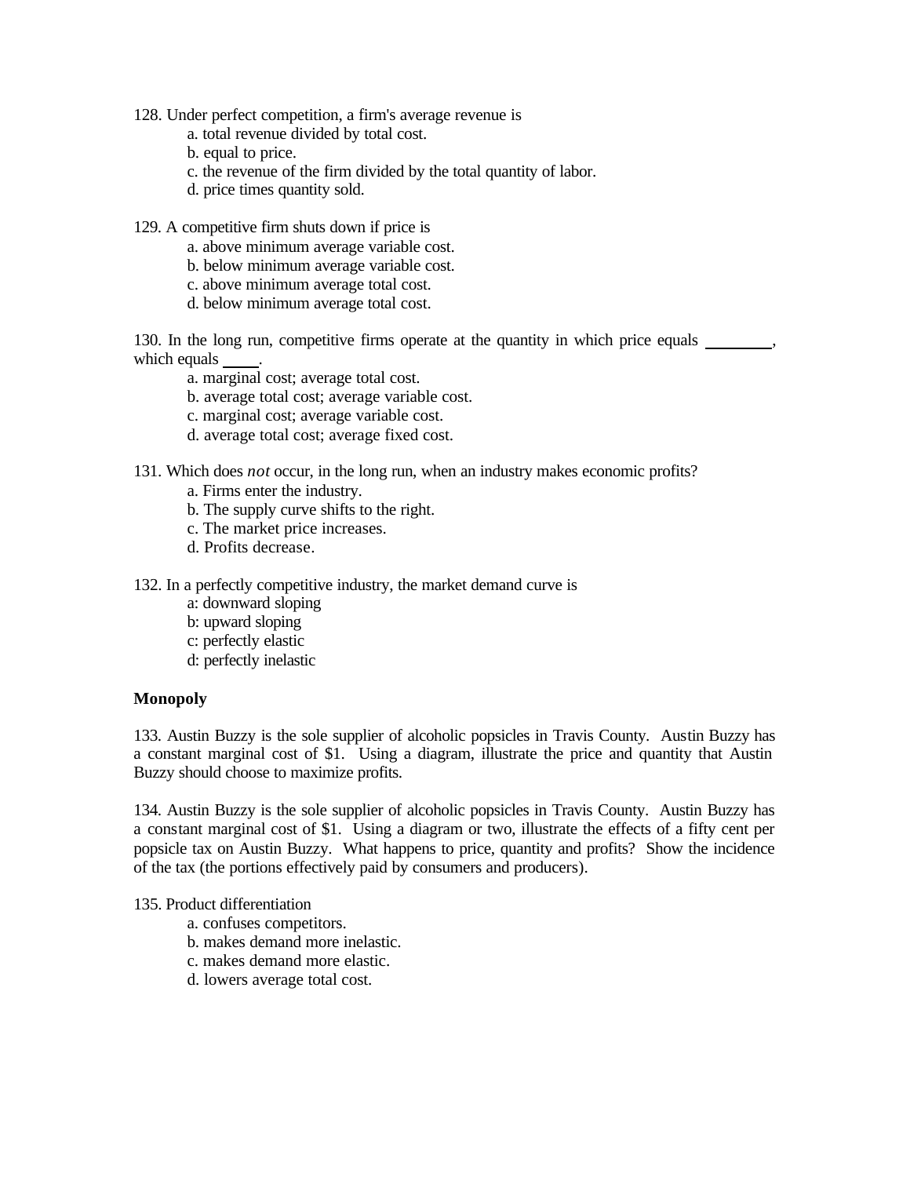128. Under perfect competition, a firm's average revenue is

    a. total revenue divided by total cost.
    b. equal to price.
    c. the revenue of the firm divided by the total quantity of labor.
    d. price times quantity sold.

129. A competitive firm shuts down if price is

    a. above minimum average variable cost.
    b. below minimum average variable cost.
    c. above minimum average total cost.
    d. below minimum average total cost.

130. In the long run, competitive firms operate at the quantity in which price equals ________, which equals _____.

    a. marginal cost; average total cost.
    b. average total cost; average variable cost.
    c. marginal cost; average variable cost.
    d. average total cost; average fixed cost.

131. Which does *not* occur, in the long run, when an industry makes economic profits?

    a. Firms enter the industry.
    b. The supply curve shifts to the right.
    c. The market price increases.
    d. Profits decrease.

132. In a perfectly competitive industry, the market demand curve is

    a: downward sloping
    b: upward sloping
    c: perfectly elastic
    d: perfectly inelastic

**Monopoly**

133. Austin Buzzy is the sole supplier of alcoholic popsicles in Travis County. Austin Buzzy has a constant marginal cost of $1. Using a diagram, illustrate the price and quantity that Austin Buzzy should choose to maximize profits.

134. Austin Buzzy is the sole supplier of alcoholic popsicles in Travis County. Austin Buzzy has a constant marginal cost of $1. Using a diagram or two, illustrate the effects of a fifty cent per popsicle tax on Austin Buzzy. What happens to price, quantity and profits? Show the incidence of the tax (the portions effectively paid by consumers and producers).

135. Product differentiation

    a. confuses competitors.
    b. makes demand more inelastic.
    c. makes demand more elastic.
    d. lowers average total cost.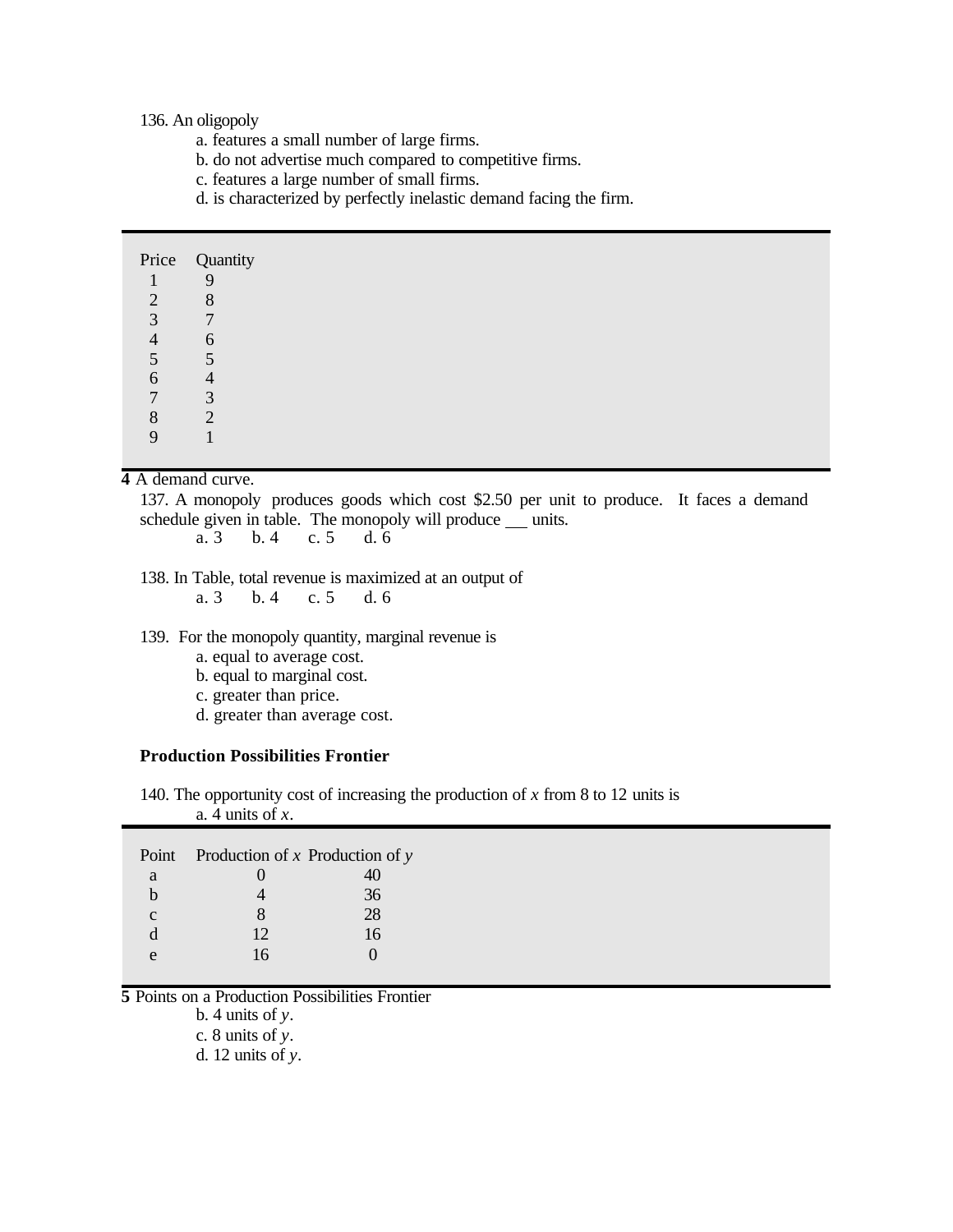136. An oligopoly

a. features a small number of large firms.
b. do not advertise much compared to competitive firms.
c. features a large number of small firms.
d. is characterized by perfectly inelastic demand facing the firm.

| Price | Quantity |
|---|---|
| 1 | 9 |
| 2 | 8 |
| 3 | 7 |
| 4 | 6 |
| 5 | 5 |
| 6 | 4 |
| 7 | 3 |
| 8 | 2 |
| 9 | 1 |

**4** A demand curve.

137. A monopoly produces goods which cost $2.50 per unit to produce. It faces a demand schedule given in table. The monopoly will produce ___ units.

a. 3  b. 4  c. 5  d. 6

138. In Table, total revenue is maximized at an output of

a. 3  b. 4  c. 5  d. 6

139. For the monopoly quantity, marginal revenue is

a. equal to average cost.
b. equal to marginal cost.
c. greater than price.
d. greater than average cost.

**Production Possibilities Frontier**

140. The opportunity cost of increasing the production of $x$ from 8 to 12 units is

a. 4 units of $x$.
b. 4 units of $y$.
c. 8 units of $y$.
d. 12 units of $y$.

| Point | Production of $x$ | Production of $y$ |
|---|---|---|
| a | 0 | 40 |
| b | 4 | 36 |
| c | 8 | 28 |
| d | 12 | 16 |
| e | 16 | 0 |

**5** Points on a Production Possibilities Frontier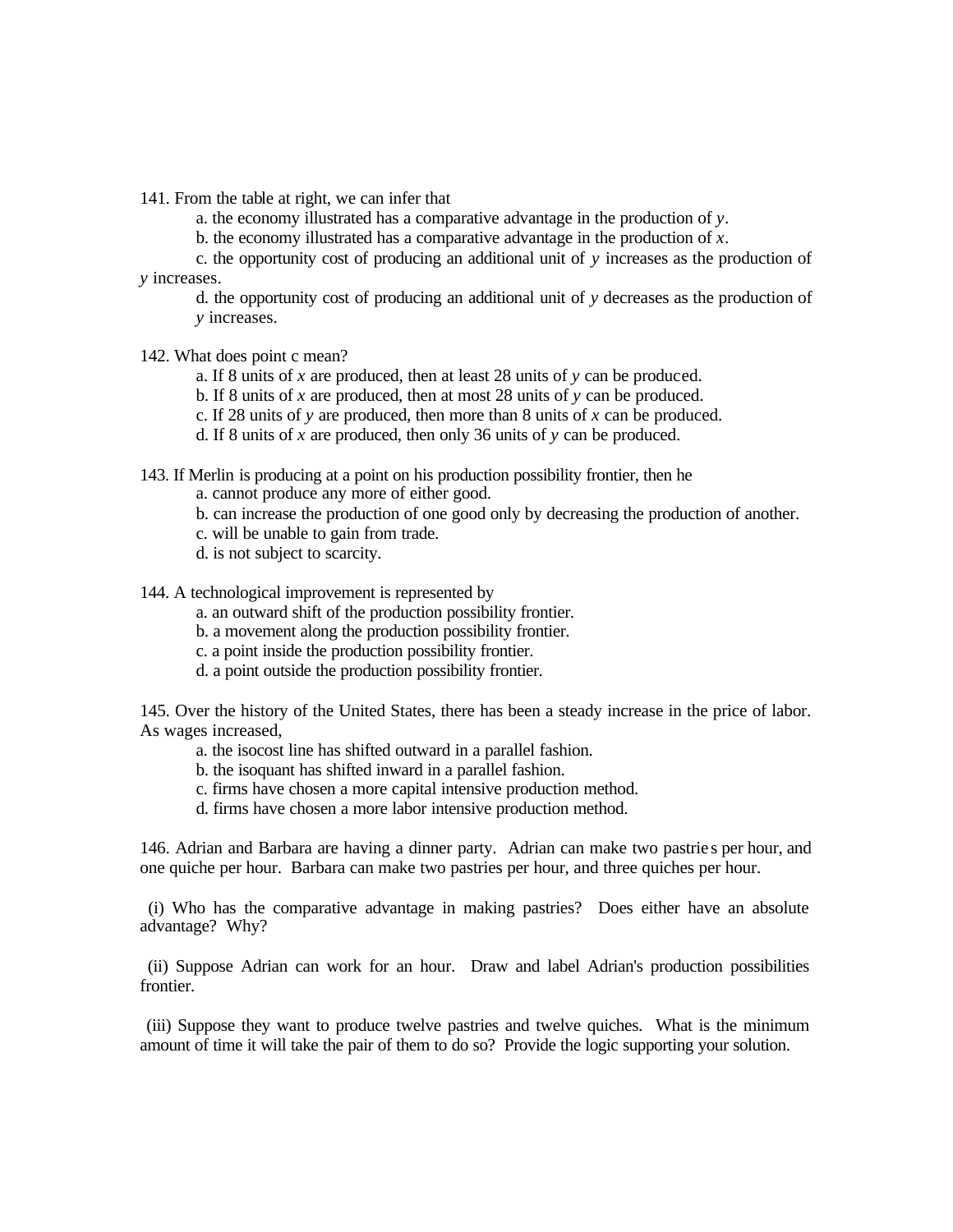141. From the table at right, we can infer that

a. the economy illustrated has a comparative advantage in the production of *y*.

b. the economy illustrated has a comparative advantage in the production of *x*.

c. the opportunity cost of producing an additional unit of *y* increases as the production of *y* increases.

d. the opportunity cost of producing an additional unit of *y* decreases as the production of *y* increases.

142. What does point c mean?

a. If 8 units of *x* are produced, then at least 28 units of *y* can be produced.

b. If 8 units of *x* are produced, then at most 28 units of *y* can be produced.

c. If 28 units of *y* are produced, then more than 8 units of *x* can be produced.

d. If 8 units of *x* are produced, then only 36 units of *y* can be produced.

143. If Merlin is producing at a point on his production possibility frontier, then he

a. cannot produce any more of either good.

b. can increase the production of one good only by decreasing the production of another.

c. will be unable to gain from trade.

d. is not subject to scarcity.

144. A technological improvement is represented by

a. an outward shift of the production possibility frontier.

b. a movement along the production possibility frontier.

c. a point inside the production possibility frontier.

d. a point outside the production possibility frontier.

145. Over the history of the United States, there has been a steady increase in the price of labor. As wages increased,

a. the isocost line has shifted outward in a parallel fashion.

b. the isoquant has shifted inward in a parallel fashion.

c. firms have chosen a more capital intensive production method.

d. firms have chosen a more labor intensive production method.

146. Adrian and Barbara are having a dinner party. Adrian can make two pastries per hour, and one quiche per hour. Barbara can make two pastries per hour, and three quiches per hour.

(i) Who has the comparative advantage in making pastries? Does either have an absolute advantage? Why?

(ii) Suppose Adrian can work for an hour. Draw and label Adrian's production possibilities frontier.

(iii) Suppose they want to produce twelve pastries and twelve quiches. What is the minimum amount of time it will take the pair of them to do so? Provide the logic supporting your solution.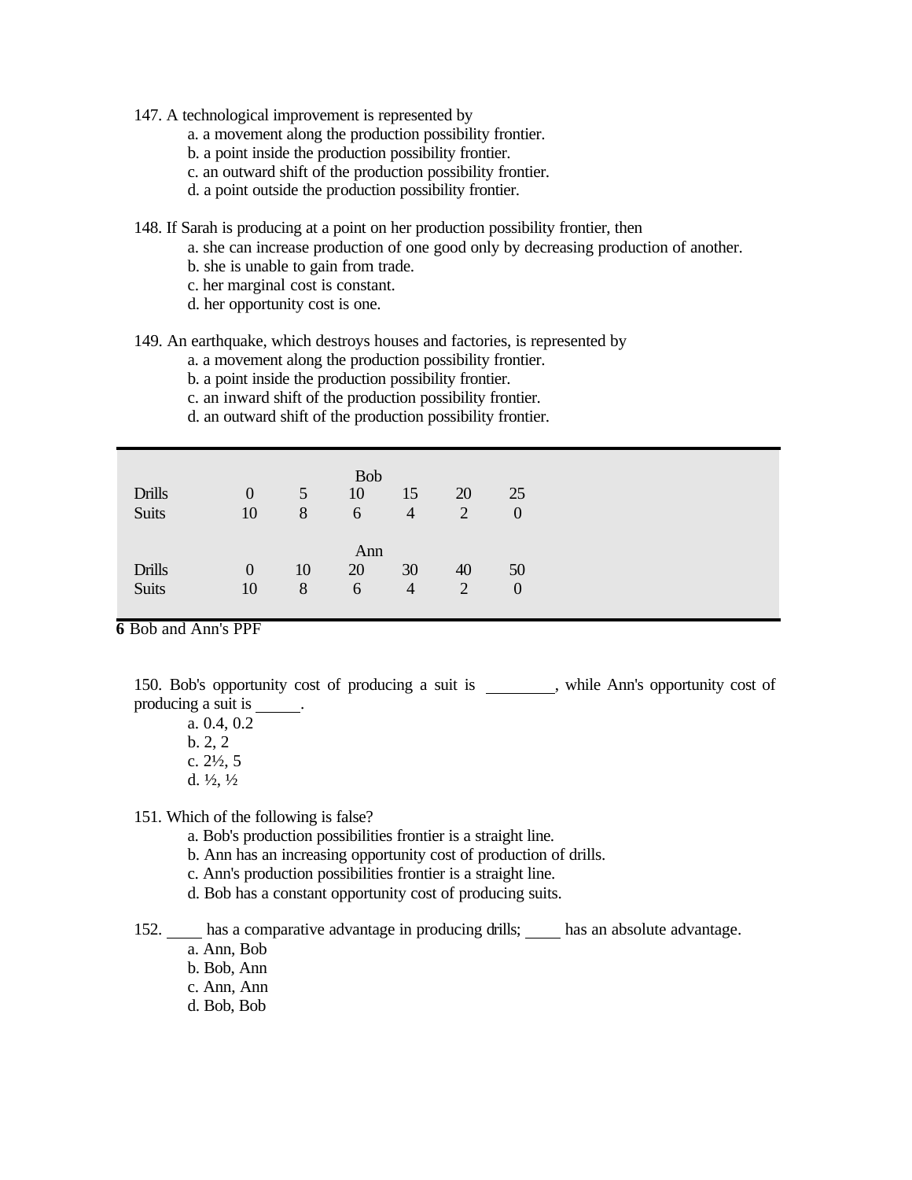147. A technological improvement is represented by
   - a. a movement along the production possibility frontier.
   - b. a point inside the production possibility frontier.
   - c. an outward shift of the production possibility frontier.
   - d. a point outside the production possibility frontier.

148. If Sarah is producing at a point on her production possibility frontier, then
   - a. she can increase production of one good only by decreasing production of another.
   - b. she is unable to gain from trade.
   - c. her marginal cost is constant.
   - d. her opportunity cost is one.

149. An earthquake, which destroys houses and factories, is represented by
   - a. a movement along the production possibility frontier.
   - b. a point inside the production possibility frontier.
   - c. an inward shift of the production possibility frontier.
   - d. an outward shift of the production possibility frontier.

| | | | Bob | | | |
|---|---|---|---|---|---|---|
| Drills | 0 | 5 | 10 | 15 | 20 | 25 |
| Suits | 10 | 8 | 6 | 4 | 2 | 0 |
| | | | **Ann** | | | |
| Drills | 0 | 10 | 20 | 30 | 40 | 50 |
| Suits | 10 | 8 | 6 | 4 | 2 | 0 |

**6** Bob and Ann's PPF

150. Bob's opportunity cost of producing a suit is ________, while Ann's opportunity cost of producing a suit is ______.
   - a. 0.4, 0.2
   - b. 2, 2
   - c. 2½, 5
   - d. ½, ½

151. Which of the following is false?
   - a. Bob's production possibilities frontier is a straight line.
   - b. Ann has an increasing opportunity cost of production of drills.
   - c. Ann's production possibilities frontier is a straight line.
   - d. Bob has a constant opportunity cost of producing suits.

152. _____ has a comparative advantage in producing drills; _____ has an absolute advantage.
   - a. Ann, Bob
   - b. Bob, Ann
   - c. Ann, Ann
   - d. Bob, Bob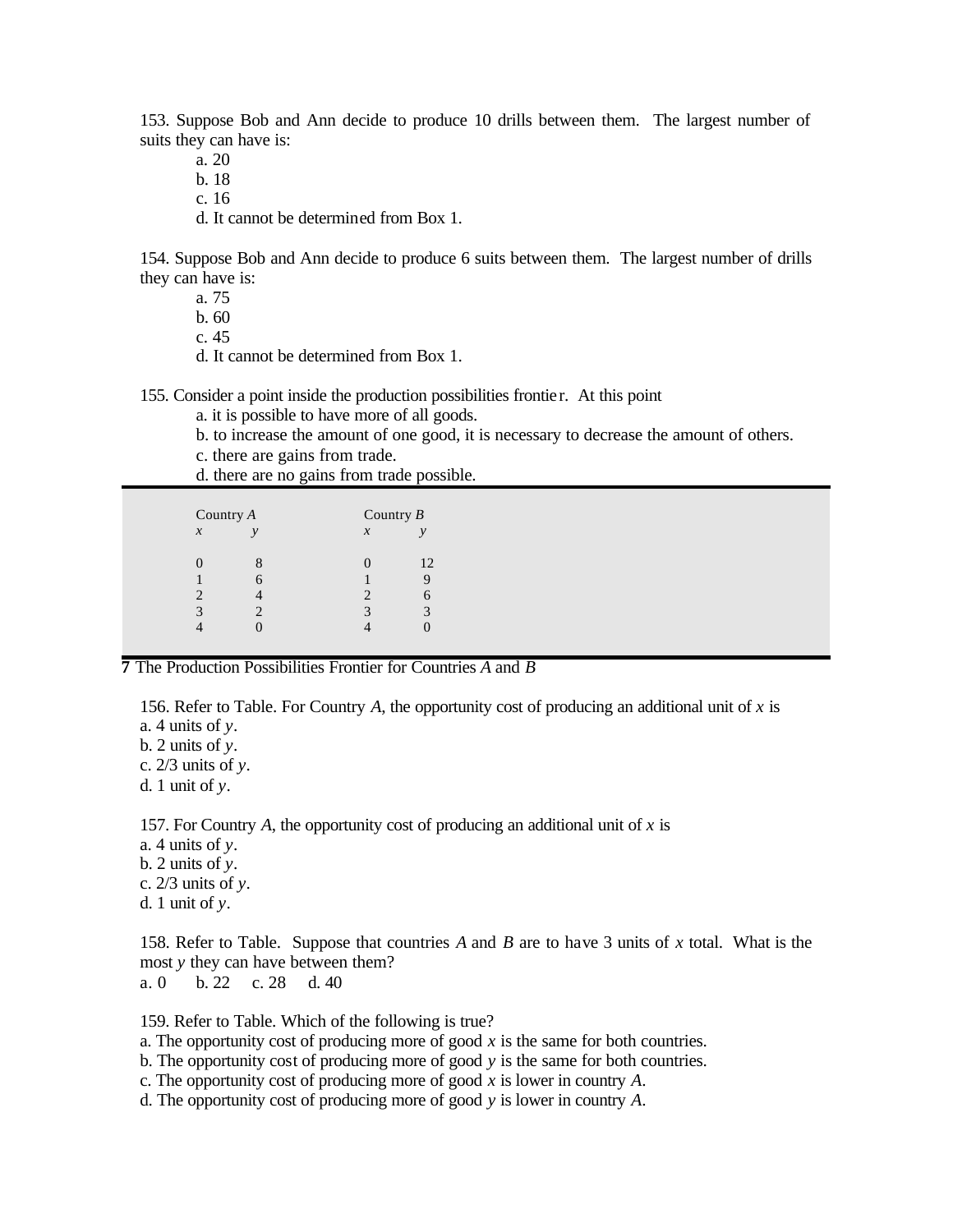153. Suppose Bob and Ann decide to produce 10 drills between them. The largest number of suits they can have is:

a. 20
b. 18
c. 16
d. It cannot be determined from Box 1.

154. Suppose Bob and Ann decide to produce 6 suits between them. The largest number of drills they can have is:

a. 75
b. 60
c. 45
d. It cannot be determined from Box 1.

155. Consider a point inside the production possibilities frontier. At this point

a. it is possible to have more of all goods.
b. to increase the amount of one good, it is necessary to decrease the amount of others.
c. there are gains from trade.
d. there are no gains from trade possible.

| Country *A* | | Country *B* | |
|---|---|---|---|
| *x* | *y* | *x* | *y* |
| 0 | 8 | 0 | 12 |
| 1 | 6 | 1 | 9 |
| 2 | 4 | 2 | 6 |
| 3 | 2 | 3 | 3 |
| 4 | 0 | 4 | 0 |

**7** The Production Possibilities Frontier for Countries *A* and *B*

156. Refer to Table. For Country *A*, the opportunity cost of producing an additional unit of *x* is

a. 4 units of *y*.
b. 2 units of *y*.
c. 2/3 units of *y*.
d. 1 unit of *y*.

157. For Country *A*, the opportunity cost of producing an additional unit of *x* is

a. 4 units of *y*.
b. 2 units of *y*.
c. 2/3 units of *y*.
d. 1 unit of *y*.

158. Refer to Table. Suppose that countries *A* and *B* are to have 3 units of *x* total. What is the most *y* they can have between them?

a. 0 b. 22 c. 28 d. 40

159. Refer to Table. Which of the following is true?

a. The opportunity cost of producing more of good *x* is the same for both countries.
b. The opportunity cost of producing more of good *y* is the same for both countries.
c. The opportunity cost of producing more of good *x* is lower in country *A*.
d. The opportunity cost of producing more of good *y* is lower in country *A*.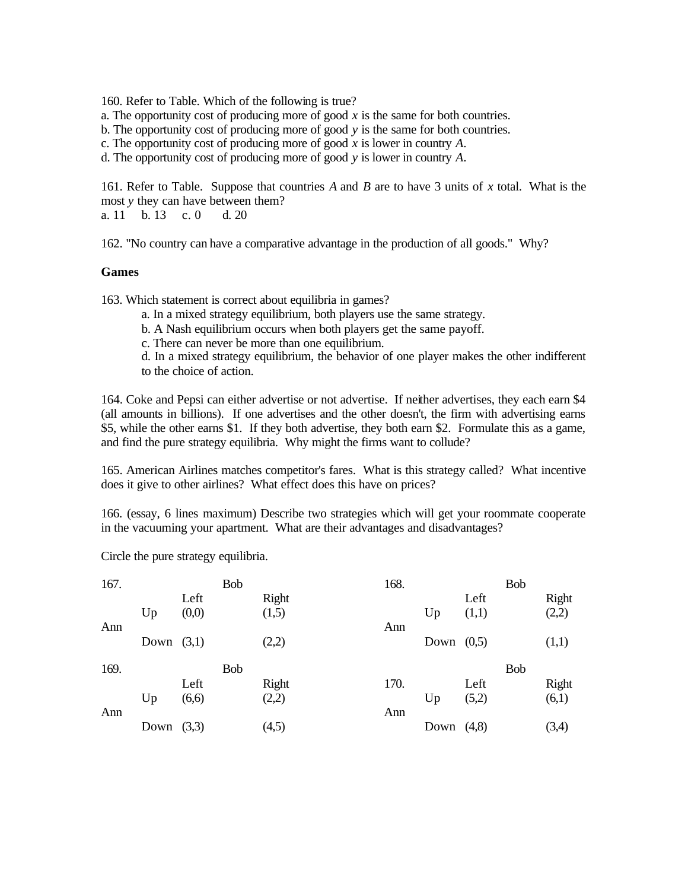160. Refer to Table. Which of the following is true?
a. The opportunity cost of producing more of good $x$ is the same for both countries.
b. The opportunity cost of producing more of good $y$ is the same for both countries.
c. The opportunity cost of producing more of good $x$ is lower in country $A$.
d. The opportunity cost of producing more of good $y$ is lower in country $A$.

161. Refer to Table. Suppose that countries $A$ and $B$ are to have 3 units of $x$ total. What is the most $y$ they can have between them?
a. 11 b. 13 c. 0 d. 20

162. "No country can have a comparative advantage in the production of all goods." Why?

**Games**

163. Which statement is correct about equilibria in games?

a. In a mixed strategy equilibrium, both players use the same strategy.
b. A Nash equilibrium occurs when both players get the same payoff.
c. There can never be more than one equilibrium.
d. In a mixed strategy equilibrium, the behavior of one player makes the other indifferent to the choice of action.

164. Coke and Pepsi can either advertise or not advertise. If neither advertises, they each earn $4 (all amounts in billions). If one advertises and the other doesn't, the firm with advertising earns $5, while the other earns $1. If they both advertise, they both earn $2. Formulate this as a game, and find the pure strategy equilibria. Why might the firms want to collude?

165. American Airlines matches competitor's fares. What is this strategy called? What incentive does it give to other airlines? What effect does this have on prices?

166. (essay, 6 lines maximum) Describe two strategies which will get your roommate cooperate in the vacuuming your apartment. What are their advantages and disadvantages?

Circle the pure strategy equilibria.

167.

| | | Bob | |
|---|---|---|---|
| | | Left | Right |
| Ann | Up | (0,0) | (1,5) |
| | Down | (3,1) | (2,2) |

168.

| | | Bob | |
|---|---|---|---|
| | | Left | Right |
| Ann | Up | (1,1) | (2,2) |
| | Down | (0,5) | (1,1) |

169.

| | | Bob | |
|---|---|---|---|
| | | Left | Right |
| Ann | Up | (6,6) | (2,2) |
| | Down | (3,3) | (4,5) |

170.

| | | Bob | |
|---|---|---|---|
| | | Left | Right |
| Ann | Up | (5,2) | (6,1) |
| | Down | (4,8) | (3,4) |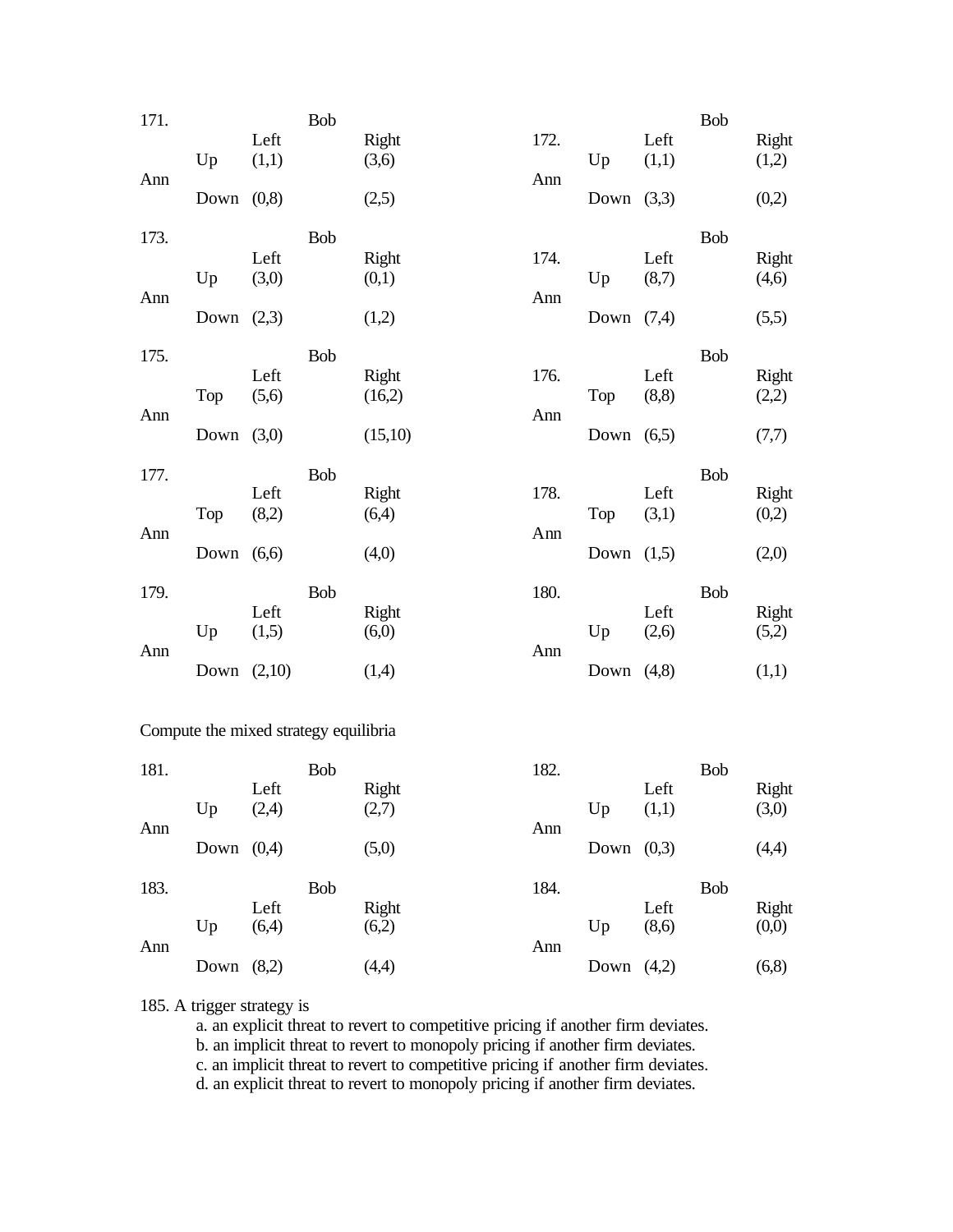171.

| | | Bob | |
|---|---|---|---|
| | | Left | Right |
| Ann | Up | (1,1) | (3,6) |
| | Down | (0,8) | (2,5) |

172.

| | | Bob | |
|---|---|---|---|
| | | Left | Right |
| Ann | Up | (1,1) | (1,2) |
| | Down | (3,3) | (0,2) |

173.

| | | Bob | |
|---|---|---|---|
| | | Left | Right |
| Ann | Up | (3,0) | (0,1) |
| | Down | (2,3) | (1,2) |

174.

| | | Bob | |
|---|---|---|---|
| | | Left | Right |
| Ann | Up | (8,7) | (4,6) |
| | Down | (7,4) | (5,5) |

175.

| | | Bob | |
|---|---|---|---|
| | | Left | Right |
| Ann | Top | (5,6) | (16,2) |
| | Down | (3,0) | (15,10) |

176.

| | | Bob | |
|---|---|---|---|
| | | Left | Right |
| Ann | Top | (8,8) | (2,2) |
| | Down | (6,5) | (7,7) |

177.

| | | Bob | |
|---|---|---|---|
| | | Left | Right |
| Ann | Top | (8,2) | (6,4) |
| | Down | (6,6) | (4,0) |

178.

| | | Bob | |
|---|---|---|---|
| | | Left | Right |
| Ann | Top | (3,1) | (0,2) |
| | Down | (1,5) | (2,0) |

179.

| | | Bob | |
|---|---|---|---|
| | | Left | Right |
| Ann | Up | (1,5) | (6,0) |
| | Down | (2,10) | (1,4) |

180.

| | | Bob | |
|---|---|---|---|
| | | Left | Right |
| Ann | Up | (2,6) | (5,2) |
| | Down | (4,8) | (1,1) |

Compute the mixed strategy equilibria

181.

| | | Bob | |
|---|---|---|---|
| | | Left | Right |
| Ann | Up | (2,4) | (2,7) |
| | Down | (0,4) | (5,0) |

182.

| | | Bob | |
|---|---|---|---|
| | | Left | Right |
| Ann | Up | (1,1) | (3,0) |
| | Down | (0,3) | (4,4) |

183.

| | | Bob | |
|---|---|---|---|
| | | Left | Right |
| Ann | Up | (6,4) | (6,2) |
| | Down | (8,2) | (4,4) |

184.

| | | Bob | |
|---|---|---|---|
| | | Left | Right |
| Ann | Up | (8,6) | (0,0) |
| | Down | (4,2) | (6,8) |

185. A trigger strategy is

a. an explicit threat to revert to competitive pricing if another firm deviates.
b. an implicit threat to revert to monopoly pricing if another firm deviates.
c. an implicit threat to revert to competitive pricing if another firm deviates.
d. an explicit threat to revert to monopoly pricing if another firm deviates.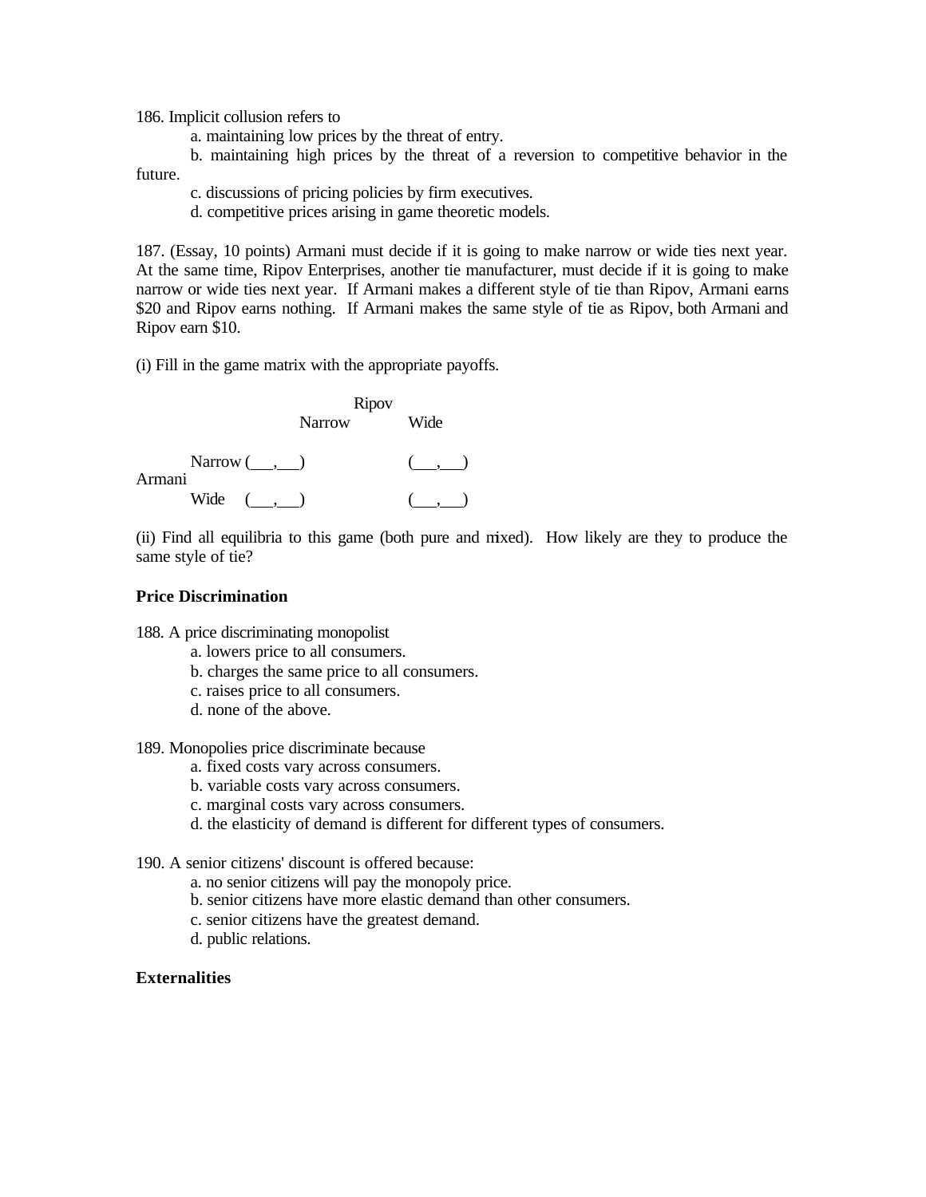186. Implicit collusion refers to

a. maintaining low prices by the threat of entry.

b. maintaining high prices by the threat of a reversion to competitive behavior in the future.

c. discussions of pricing policies by firm executives.

d. competitive prices arising in game theoretic models.

187. (Essay, 10 points) Armani must decide if it is going to make narrow or wide ties next year. At the same time, Ripov Enterprises, another tie manufacturer, must decide if it is going to make narrow or wide ties next year. If Armani makes a different style of tie than Ripov, Armani earns $20 and Ripov earns nothing. If Armani makes the same style of tie as Ripov, both Armani and Ripov earn $10.

(i) Fill in the game matrix with the appropriate payoffs.

| | | Ripov | |
|---|---|---|---|
| | | Narrow | Wide |
| Armani | Narrow | (___,___) | (___,___) |
| | Wide | (___,___) | (___,___) |

(ii) Find all equilibria to this game (both pure and mixed). How likely are they to produce the same style of tie?

**Price Discrimination**

188. A price discriminating monopolist

a. lowers price to all consumers.

b. charges the same price to all consumers.

c. raises price to all consumers.

d. none of the above.

189. Monopolies price discriminate because

a. fixed costs vary across consumers.

b. variable costs vary across consumers.

c. marginal costs vary across consumers.

d. the elasticity of demand is different for different types of consumers.

190. A senior citizens' discount is offered because:

a. no senior citizens will pay the monopoly price.

b. senior citizens have more elastic demand than other consumers.

c. senior citizens have the greatest demand.

d. public relations.

**Externalities**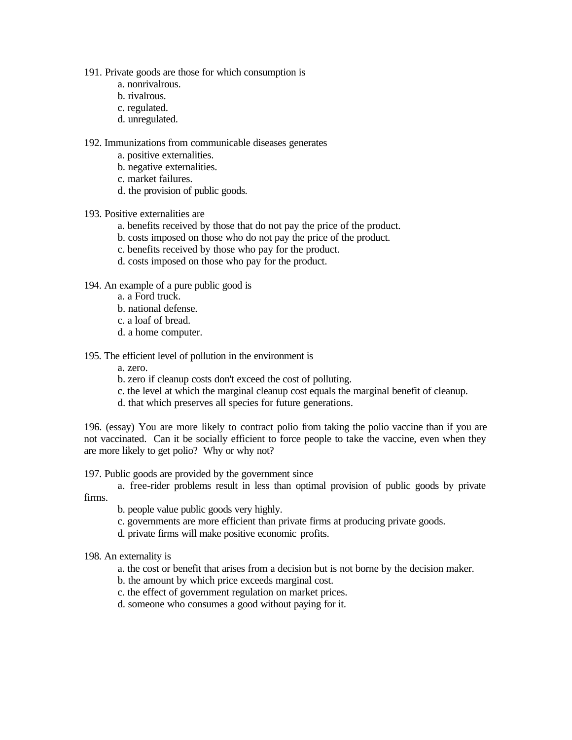191. Private goods are those for which consumption is

a. nonrivalrous.
b. rivalrous.
c. regulated.
d. unregulated.

192. Immunizations from communicable diseases generates

a. positive externalities.
b. negative externalities.
c. market failures.
d. the provision of public goods.

193. Positive externalities are

a. benefits received by those that do not pay the price of the product.
b. costs imposed on those who do not pay the price of the product.
c. benefits received by those who pay for the product.
d. costs imposed on those who pay for the product.

194. An example of a pure public good is

a. a Ford truck.
b. national defense.
c. a loaf of bread.
d. a home computer.

195. The efficient level of pollution in the environment is

a. zero.
b. zero if cleanup costs don't exceed the cost of polluting.
c. the level at which the marginal cleanup cost equals the marginal benefit of cleanup.
d. that which preserves all species for future generations.

196. (essay) You are more likely to contract polio from taking the polio vaccine than if you are not vaccinated. Can it be socially efficient to force people to take the vaccine, even when they are more likely to get polio? Why or why not?

197. Public goods are provided by the government since

a. free-rider problems result in less than optimal provision of public goods by private firms.
b. people value public goods very highly.
c. governments are more efficient than private firms at producing private goods.
d. private firms will make positive economic profits.

198. An externality is

a. the cost or benefit that arises from a decision but is not borne by the decision maker.
b. the amount by which price exceeds marginal cost.
c. the effect of government regulation on market prices.
d. someone who consumes a good without paying for it.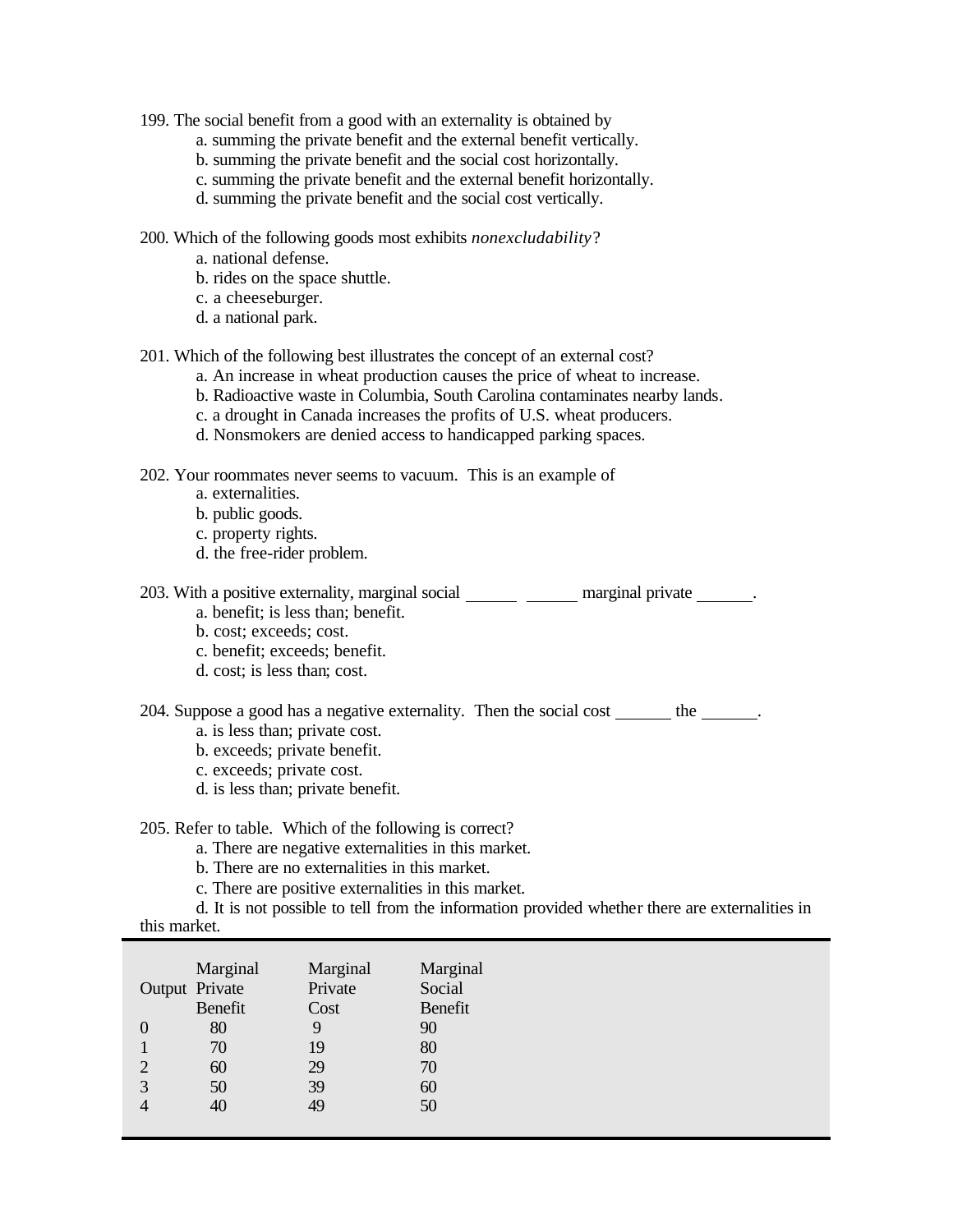199. The social benefit from a good with an externality is obtained by
    a. summing the private benefit and the external benefit vertically.
    b. summing the private benefit and the social cost horizontally.
    c. summing the private benefit and the external benefit horizontally.
    d. summing the private benefit and the social cost vertically.

200. Which of the following goods most exhibits *nonexcludability*?
    a. national defense.
    b. rides on the space shuttle.
    c. a cheeseburger.
    d. a national park.

201. Which of the following best illustrates the concept of an external cost?
    a. An increase in wheat production causes the price of wheat to increase.
    b. Radioactive waste in Columbia, South Carolina contaminates nearby lands.
    c. a drought in Canada increases the profits of U.S. wheat producers.
    d. Nonsmokers are denied access to handicapped parking spaces.

202. Your roommates never seems to vacuum. This is an example of
    a. externalities.
    b. public goods.
    c. property rights.
    d. the free-rider problem.

203. With a positive externality, marginal social ______ ______ marginal private ______.
    a. benefit; is less than; benefit.
    b. cost; exceeds; cost.
    c. benefit; exceeds; benefit.
    d. cost; is less than; cost.

204. Suppose a good has a negative externality. Then the social cost ______ the ______.
    a. is less than; private cost.
    b. exceeds; private benefit.
    c. exceeds; private cost.
    d. is less than; private benefit.

205. Refer to table. Which of the following is correct?
    a. There are negative externalities in this market.
    b. There are no externalities in this market.
    c. There are positive externalities in this market.
    d. It is not possible to tell from the information provided whether there are externalities in this market.

| Output | Marginal Private Benefit | Marginal Private Cost | Marginal Social Benefit |
|---|---|---|---|
| 0 | 80 | 9 | 90 |
| 1 | 70 | 19 | 80 |
| 2 | 60 | 29 | 70 |
| 3 | 50 | 39 | 60 |
| 4 | 40 | 49 | 50 |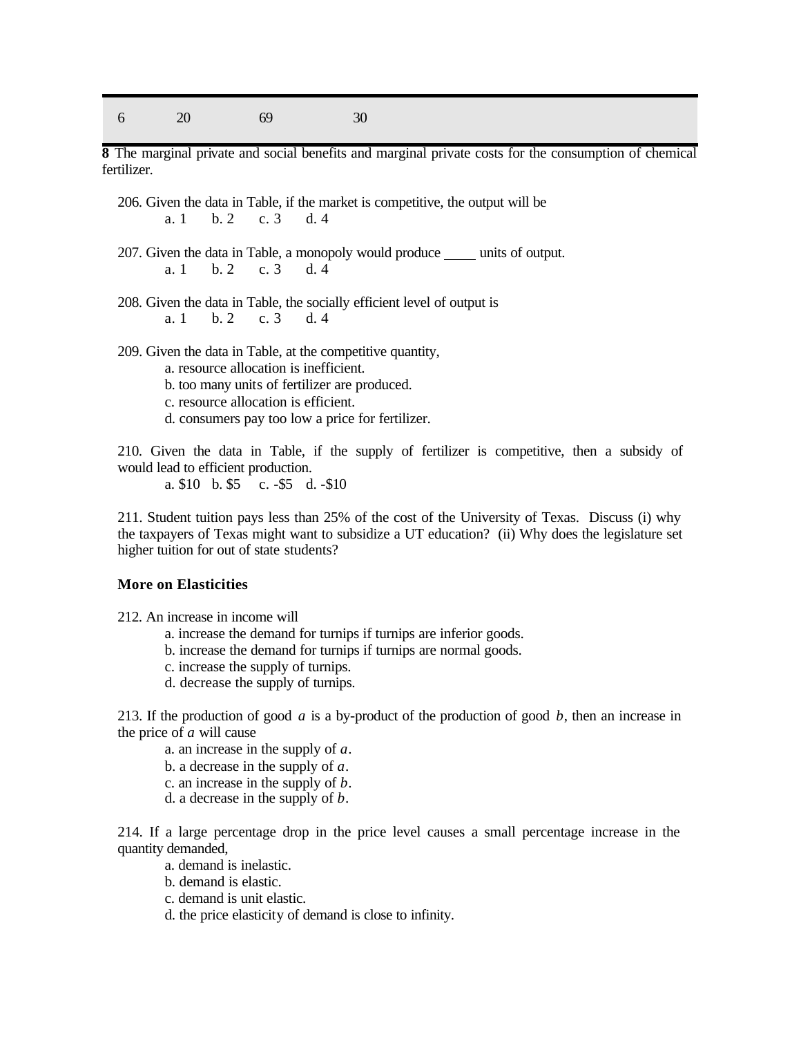| 6 | 20 | 69 | 30 |
|---|---|---|---|

**8** The marginal private and social benefits and marginal private costs for the consumption of chemical fertilizer.

206. Given the data in Table, if the market is competitive, the output will be
a. 1   b. 2   c. 3   d. 4

207. Given the data in Table, a monopoly would produce ____ units of output.
a. 1   b. 2   c. 3   d. 4

208. Given the data in Table, the socially efficient level of output is
a. 1   b. 2   c. 3   d. 4

209. Given the data in Table, at the competitive quantity,
a. resource allocation is inefficient.
b. too many units of fertilizer are produced.
c. resource allocation is efficient.
d. consumers pay too low a price for fertilizer.

210. Given the data in Table, if the supply of fertilizer is competitive, then a subsidy of would lead to efficient production.
a. \$10   b. \$5   c. -\$5   d. -\$10

211. Student tuition pays less than 25% of the cost of the University of Texas. Discuss (i) why the taxpayers of Texas might want to subsidize a UT education? (ii) Why does the legislature set higher tuition for out of state students?

**More on Elasticities**

212. An increase in income will
a. increase the demand for turnips if turnips are inferior goods.
b. increase the demand for turnips if turnips are normal goods.
c. increase the supply of turnips.
d. decrease the supply of turnips.

213. If the production of good $a$ is a by-product of the production of good $b$, then an increase in the price of $a$ will cause
a. an increase in the supply of $a$.
b. a decrease in the supply of $a$.
c. an increase in the supply of $b$.
d. a decrease in the supply of $b$.

214. If a large percentage drop in the price level causes a small percentage increase in the quantity demanded,
a. demand is inelastic.
b. demand is elastic.
c. demand is unit elastic.
d. the price elasticity of demand is close to infinity.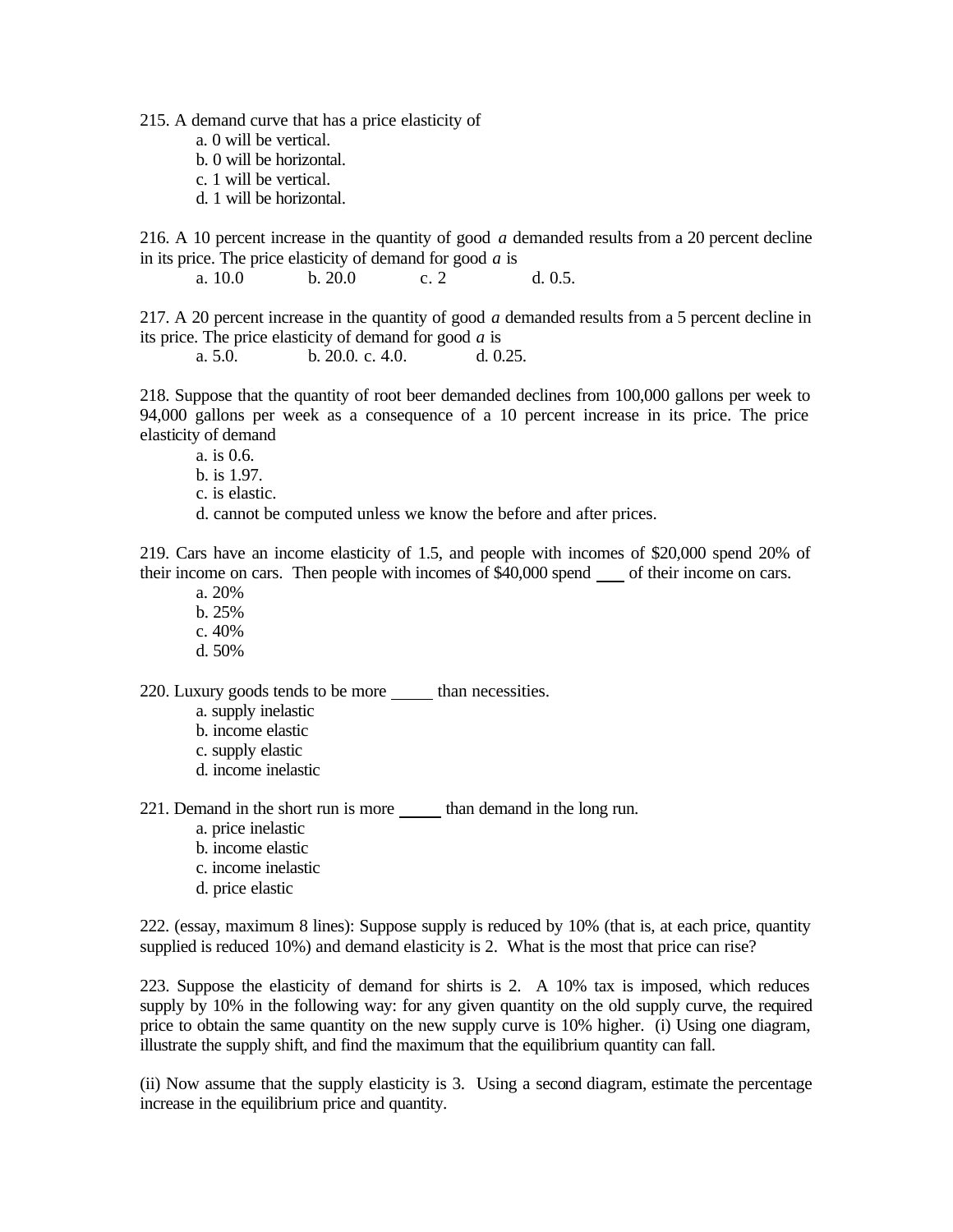215. A demand curve that has a price elasticity of

a. 0 will be vertical.
b. 0 will be horizontal.
c. 1 will be vertical.
d. 1 will be horizontal.

216. A 10 percent increase in the quantity of good *a* demanded results from a 20 percent decline in its price. The price elasticity of demand for good *a* is

a. 10.0 b. 20.0 c. 2 d. 0.5.

217. A 20 percent increase in the quantity of good *a* demanded results from a 5 percent decline in its price. The price elasticity of demand for good *a* is

a. 5.0. b. 20.0. c. 4.0. d. 0.25.

218. Suppose that the quantity of root beer demanded declines from 100,000 gallons per week to 94,000 gallons per week as a consequence of a 10 percent increase in its price. The price elasticity of demand

a. is 0.6.
b. is 1.97.
c. is elastic.
d. cannot be computed unless we know the before and after prices.

219. Cars have an income elasticity of 1.5, and people with incomes of $20,000 spend 20% of their income on cars. Then people with incomes of $40,000 spend ___ of their income on cars.

a. 20%
b. 25%
c. 40%
d. 50%

220. Luxury goods tends to be more _____ than necessities.

a. supply inelastic
b. income elastic
c. supply elastic
d. income inelastic

221. Demand in the short run is more _____ than demand in the long run.

a. price inelastic
b. income elastic
c. income inelastic
d. price elastic

222. (essay, maximum 8 lines): Suppose supply is reduced by 10% (that is, at each price, quantity supplied is reduced 10%) and demand elasticity is 2. What is the most that price can rise?

223. Suppose the elasticity of demand for shirts is 2. A 10% tax is imposed, which reduces supply by 10% in the following way: for any given quantity on the old supply curve, the required price to obtain the same quantity on the new supply curve is 10% higher. (i) Using one diagram, illustrate the supply shift, and find the maximum that the equilibrium quantity can fall.

(ii) Now assume that the supply elasticity is 3. Using a second diagram, estimate the percentage increase in the equilibrium price and quantity.